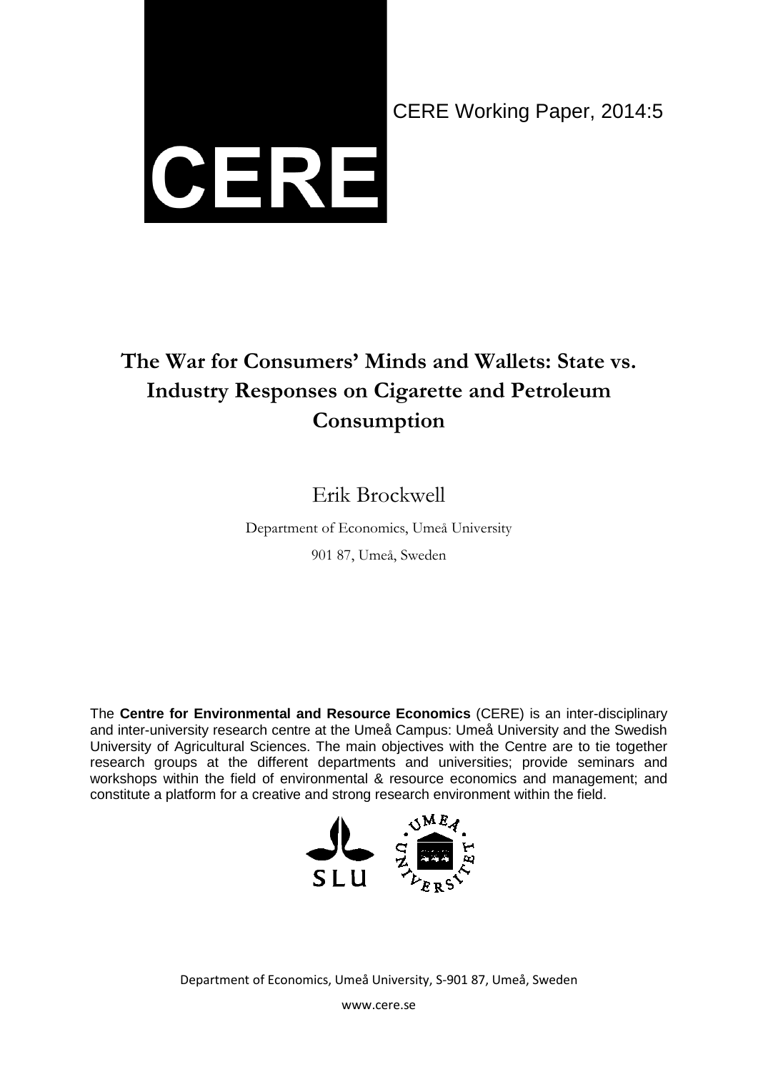CERE

CERE Working Paper, 2014:5

# The War for Consumers' Minds and Wallets: State vs. Industry Responses on Cigarette and Petroleum Consumption

Erik Brockwell

Department of Economics, Umeå University

901 87, Umeå, Sweden

The **Centre for Environmental and Resource Economics** (CERE) is an inter-disciplinary and inter-university research centre at the Umeå Campus: Umeå University and the Swedish University of Agricultural Sciences. The main objectives with the Centre are to tie together research groups at the different departments and universities; provide seminars and workshops within the field of environmental & resource economics and management; and constitute a platform for a creative and strong research environment within the field.

Department of Economics, Umeå University, S-901 87, Umeå, Sweden

www.cere.se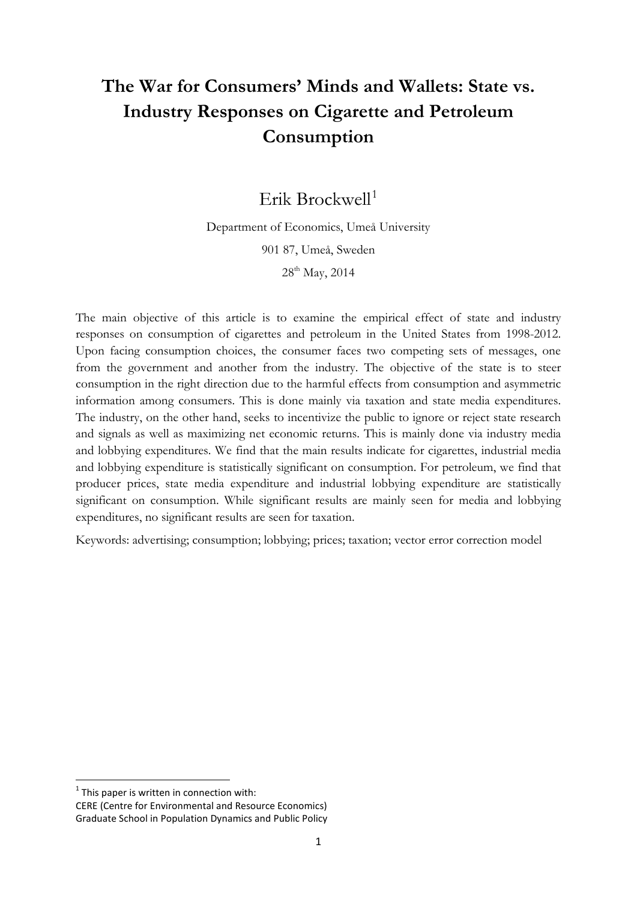# The War for Consumers' Minds and Wallets: State vs. Industry Responses on Cigarette and Petroleum Consumption

Erik Brockwell[1]

Department of Economics, Umeå University

901 87, Umeå, Sweden

28th May, 2014

The main objective of this article is to examine the empirical effect of state and industry responses on consumption of cigarettes and petroleum in the United States from 1998-2012. Upon facing consumption choices, the consumer faces two competing sets of messages, one from the government and another from the industry. The objective of the state is to steer consumption in the right direction due to the harmful effects from consumption and asymmetric information among consumers. This is done mainly via taxation and state media expenditures. The industry, on the other hand, seeks to incentivize the public to ignore or reject state research and signals as well as maximizing net economic returns. This is mainly done via industry media and lobbying expenditures. We find that the main results indicate for cigarettes, industrial media and lobbying expenditure is statistically significant on consumption. For petroleum, we find that producer prices, state media expenditure and industrial lobbying expenditure are statistically significant on consumption. While significant results are mainly seen for media and lobbying expenditures, no significant results are seen for taxation.

Keywords: advertising; consumption; lobbying; prices; taxation; vector error correction model

[1] This paper is written in connection with:
CERE (Centre for Environmental and Resource Economics)
Graduate School in Population Dynamics and Public Policy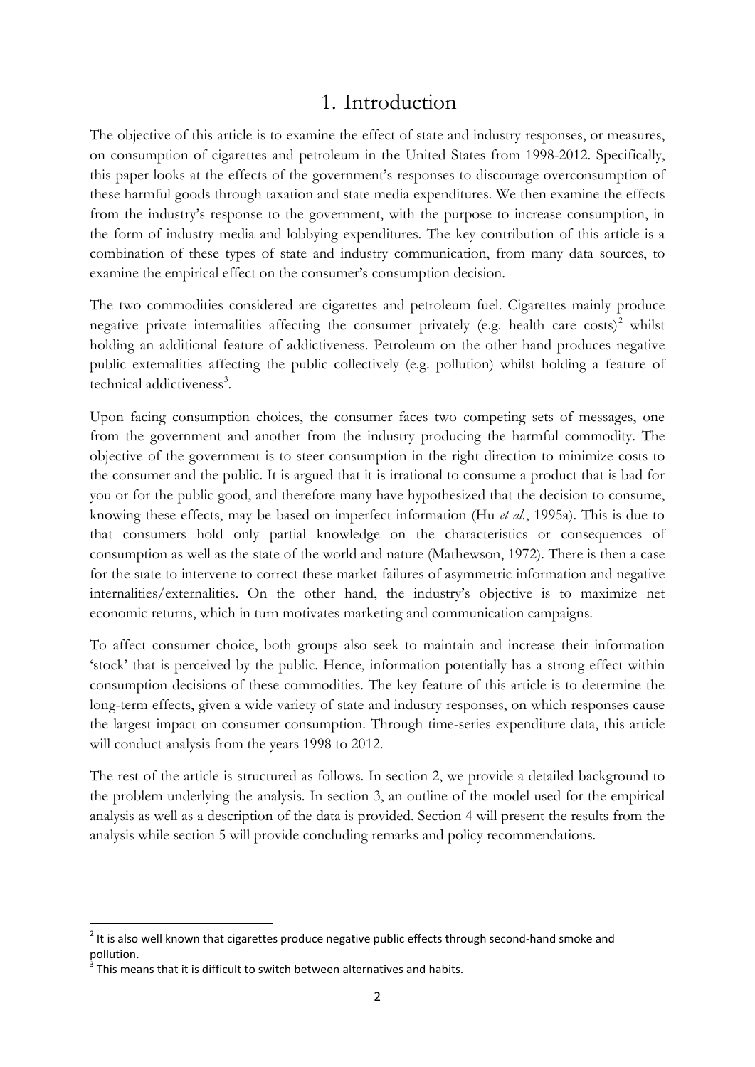# 1. Introduction

The objective of this article is to examine the effect of state and industry responses, or measures, on consumption of cigarettes and petroleum in the United States from 1998-2012. Specifically, this paper looks at the effects of the government's responses to discourage overconsumption of these harmful goods through taxation and state media expenditures. We then examine the effects from the industry's response to the government, with the purpose to increase consumption, in the form of industry media and lobbying expenditures. The key contribution of this article is a combination of these types of state and industry communication, from many data sources, to examine the empirical effect on the consumer's consumption decision.

The two commodities considered are cigarettes and petroleum fuel. Cigarettes mainly produce negative private internalities affecting the consumer privately (e.g. health care costs)[2] whilst holding an additional feature of addictiveness. Petroleum on the other hand produces negative public externalities affecting the public collectively (e.g. pollution) whilst holding a feature of technical addictiveness[3].

Upon facing consumption choices, the consumer faces two competing sets of messages, one from the government and another from the industry producing the harmful commodity. The objective of the government is to steer consumption in the right direction to minimize costs to the consumer and the public. It is argued that it is irrational to consume a product that is bad for you or for the public good, and therefore many have hypothesized that the decision to consume, knowing these effects, may be based on imperfect information (Hu *et al.*, 1995a). This is due to that consumers hold only partial knowledge on the characteristics or consequences of consumption as well as the state of the world and nature (Mathewson, 1972). There is then a case for the state to intervene to correct these market failures of asymmetric information and negative internalities/externalities. On the other hand, the industry's objective is to maximize net economic returns, which in turn motivates marketing and communication campaigns.

To affect consumer choice, both groups also seek to maintain and increase their information 'stock' that is perceived by the public. Hence, information potentially has a strong effect within consumption decisions of these commodities. The key feature of this article is to determine the long-term effects, given a wide variety of state and industry responses, on which responses cause the largest impact on consumer consumption. Through time-series expenditure data, this article will conduct analysis from the years 1998 to 2012.

The rest of the article is structured as follows. In section 2, we provide a detailed background to the problem underlying the analysis. In section 3, an outline of the model used for the empirical analysis as well as a description of the data is provided. Section 4 will present the results from the analysis while section 5 will provide concluding remarks and policy recommendations.

---

[2] It is also well known that cigarettes produce negative public effects through second-hand smoke and pollution.

[3] This means that it is difficult to switch between alternatives and habits.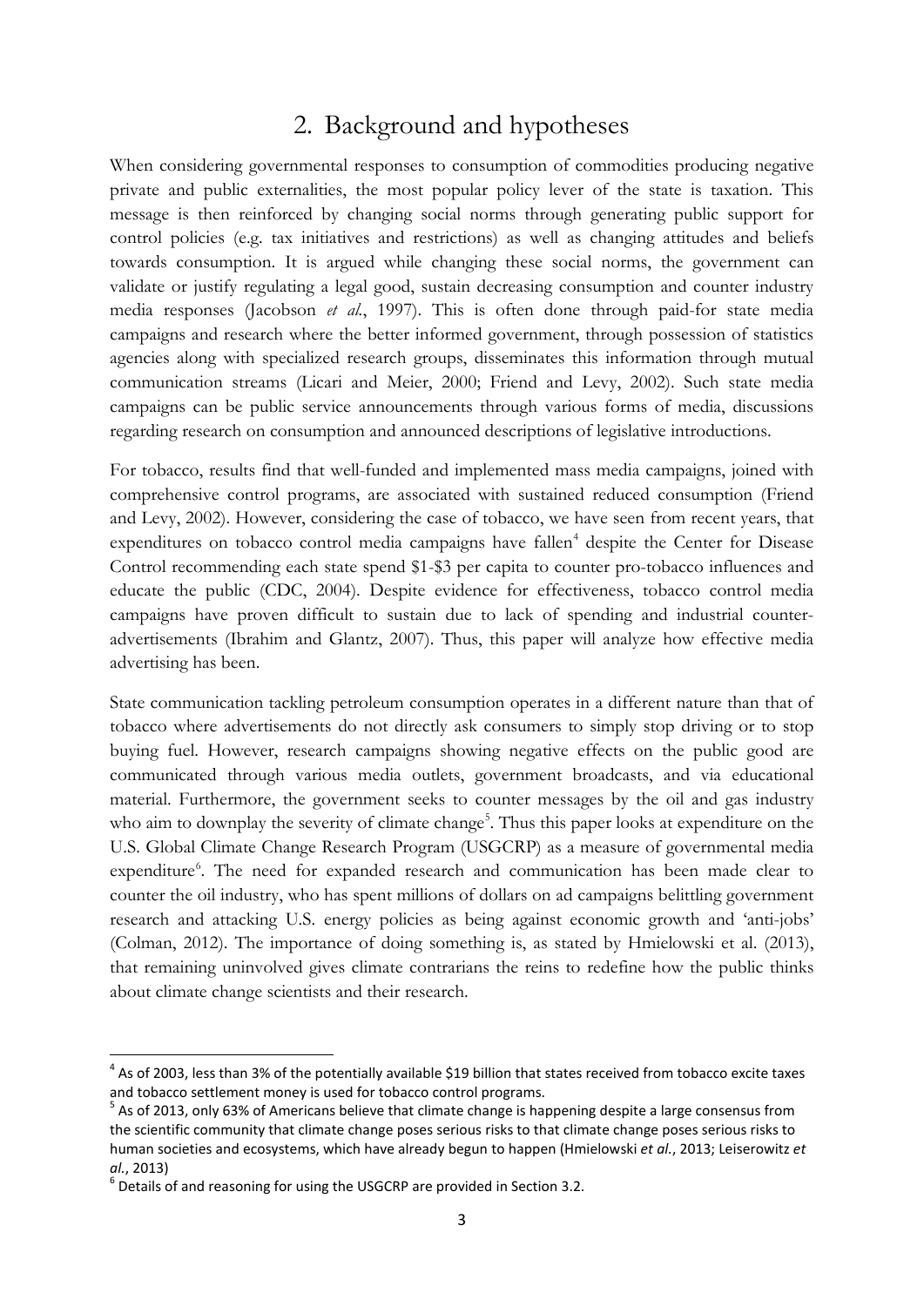# 2. Background and hypotheses

When considering governmental responses to consumption of commodities producing negative private and public externalities, the most popular policy lever of the state is taxation. This message is then reinforced by changing social norms through generating public support for control policies (e.g. tax initiatives and restrictions) as well as changing attitudes and beliefs towards consumption. It is argued while changing these social norms, the government can validate or justify regulating a legal good, sustain decreasing consumption and counter industry media responses (Jacobson *et al.*, 1997). This is often done through paid-for state media campaigns and research where the better informed government, through possession of statistics agencies along with specialized research groups, disseminates this information through mutual communication streams (Licari and Meier, 2000; Friend and Levy, 2002). Such state media campaigns can be public service announcements through various forms of media, discussions regarding research on consumption and announced descriptions of legislative introductions.

For tobacco, results find that well-funded and implemented mass media campaigns, joined with comprehensive control programs, are associated with sustained reduced consumption (Friend and Levy, 2002). However, considering the case of tobacco, we have seen from recent years, that expenditures on tobacco control media campaigns have fallen[4] despite the Center for Disease Control recommending each state spend \$1-\$3 per capita to counter pro-tobacco influences and educate the public (CDC, 2004). Despite evidence for effectiveness, tobacco control media campaigns have proven difficult to sustain due to lack of spending and industrial counter-advertisements (Ibrahim and Glantz, 2007). Thus, this paper will analyze how effective media advertising has been.

State communication tackling petroleum consumption operates in a different nature than that of tobacco where advertisements do not directly ask consumers to simply stop driving or to stop buying fuel. However, research campaigns showing negative effects on the public good are communicated through various media outlets, government broadcasts, and via educational material. Furthermore, the government seeks to counter messages by the oil and gas industry who aim to downplay the severity of climate change[5]. Thus this paper looks at expenditure on the U.S. Global Climate Change Research Program (USGCRP) as a measure of governmental media expenditure[6]. The need for expanded research and communication has been made clear to counter the oil industry, who has spent millions of dollars on ad campaigns belittling government research and attacking U.S. energy policies as being against economic growth and 'anti-jobs' (Colman, 2012). The importance of doing something is, as stated by Hmielowski et al. (2013), that remaining uninvolved gives climate contrarians the reins to redefine how the public thinks about climate change scientists and their research.

---

[4] As of 2003, less than 3% of the potentially available \$19 billion that states received from tobacco excite taxes and tobacco settlement money is used for tobacco control programs.

[5] As of 2013, only 63% of Americans believe that climate change is happening despite a large consensus from the scientific community that climate change poses serious risks to that climate change poses serious risks to human societies and ecosystems, which have already begun to happen (Hmielowski *et al.*, 2013; Leiserowitz *et al.*, 2013)

[6] Details of and reasoning for using the USGCRP are provided in Section 3.2.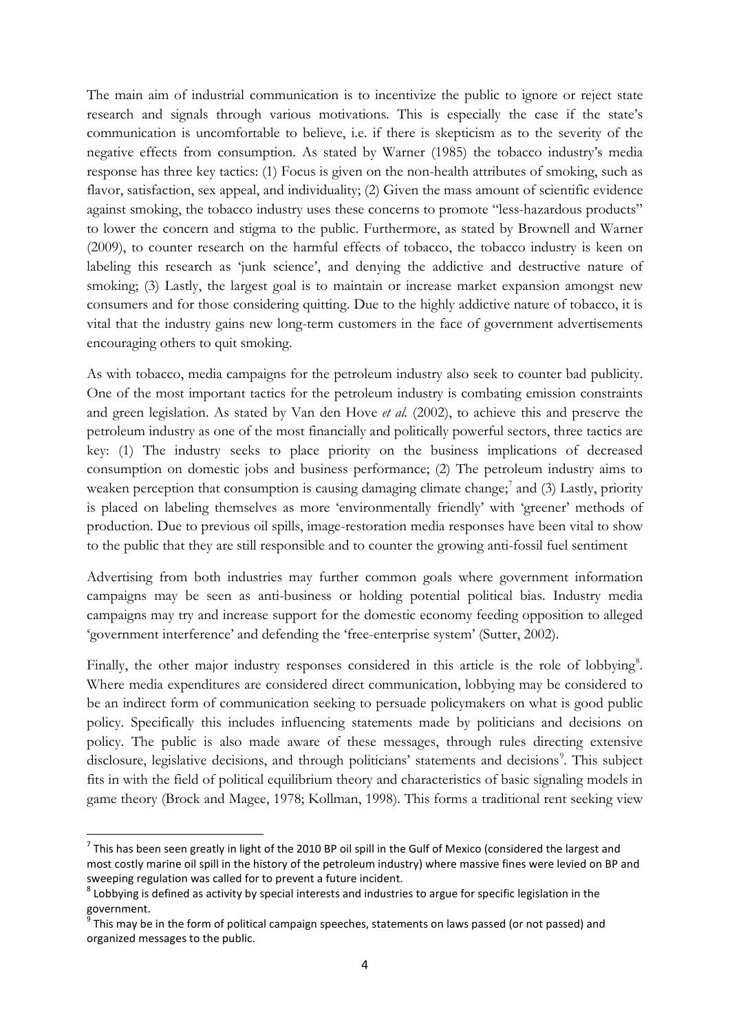The main aim of industrial communication is to incentivize the public to ignore or reject state research and signals through various motivations. This is especially the case if the state's communication is uncomfortable to believe, i.e. if there is skepticism as to the severity of the negative effects from consumption. As stated by Warner (1985) the tobacco industry's media response has three key tactics: (1) Focus is given on the non-health attributes of smoking, such as flavor, satisfaction, sex appeal, and individuality; (2) Given the mass amount of scientific evidence against smoking, the tobacco industry uses these concerns to promote "less-hazardous products" to lower the concern and stigma to the public. Furthermore, as stated by Brownell and Warner (2009), to counter research on the harmful effects of tobacco, the tobacco industry is keen on labeling this research as 'junk science', and denying the addictive and destructive nature of smoking; (3) Lastly, the largest goal is to maintain or increase market expansion amongst new consumers and for those considering quitting. Due to the highly addictive nature of tobacco, it is vital that the industry gains new long-term customers in the face of government advertisements encouraging others to quit smoking.

As with tobacco, media campaigns for the petroleum industry also seek to counter bad publicity. One of the most important tactics for the petroleum industry is combating emission constraints and green legislation. As stated by Van den Hove *et al.* (2002), to achieve this and preserve the petroleum industry as one of the most financially and politically powerful sectors, three tactics are key: (1) The industry seeks to place priority on the business implications of decreased consumption on domestic jobs and business performance; (2) The petroleum industry aims to weaken perception that consumption is causing damaging climate change;[7] and (3) Lastly, priority is placed on labeling themselves as more 'environmentally friendly' with 'greener' methods of production. Due to previous oil spills, image-restoration media responses have been vital to show to the public that they are still responsible and to counter the growing anti-fossil fuel sentiment

Advertising from both industries may further common goals where government information campaigns may be seen as anti-business or holding potential political bias. Industry media campaigns may try and increase support for the domestic economy feeding opposition to alleged 'government interference' and defending the 'free-enterprise system' (Sutter, 2002).

Finally, the other major industry responses considered in this article is the role of lobbying[8]. Where media expenditures are considered direct communication, lobbying may be considered to be an indirect form of communication seeking to persuade policymakers on what is good public policy. Specifically this includes influencing statements made by politicians and decisions on policy. The public is also made aware of these messages, through rules directing extensive disclosure, legislative decisions, and through politicians' statements and decisions[9]. This subject fits in with the field of political equilibrium theory and characteristics of basic signaling models in game theory (Brock and Magee, 1978; Kollman, 1998). This forms a traditional rent seeking view

---

[7] This has been seen greatly in light of the 2010 BP oil spill in the Gulf of Mexico (considered the largest and most costly marine oil spill in the history of the petroleum industry) where massive fines were levied on BP and sweeping regulation was called for to prevent a future incident.

[8] Lobbying is defined as activity by special interests and industries to argue for specific legislation in the government.

[9] This may be in the form of political campaign speeches, statements on laws passed (or not passed) and organized messages to the public.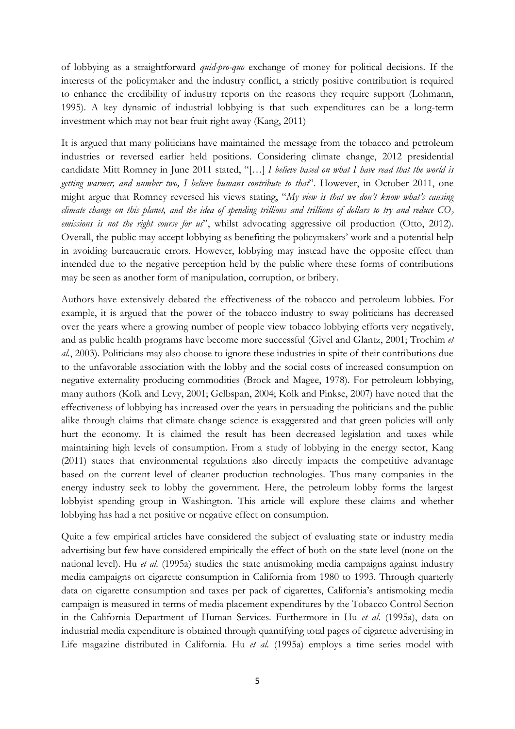of lobbying as a straightforward *quid-pro-quo* exchange of money for political decisions. If the interests of the policymaker and the industry conflict, a strictly positive contribution is required to enhance the credibility of industry reports on the reasons they require support (Lohmann, 1995). A key dynamic of industrial lobbying is that such expenditures can be a long-term investment which may not bear fruit right away (Kang, 2011)

It is argued that many politicians have maintained the message from the tobacco and petroleum industries or reversed earlier held positions. Considering climate change, 2012 presidential candidate Mitt Romney in June 2011 stated, "[…] *I believe based on what I have read that the world is getting warmer, and number two, I believe humans contribute to that*". However, in October 2011, one might argue that Romney reversed his views stating, "*My view is that we don't know what's causing climate change on this planet, and the idea of spending trillions and trillions of dollars to try and reduce $CO_2$ emissions is not the right course for us*", whilst advocating aggressive oil production (Otto, 2012). Overall, the public may accept lobbying as benefiting the policymakers' work and a potential help in avoiding bureaucratic errors. However, lobbying may instead have the opposite effect than intended due to the negative perception held by the public where these forms of contributions may be seen as another form of manipulation, corruption, or bribery.

Authors have extensively debated the effectiveness of the tobacco and petroleum lobbies. For example, it is argued that the power of the tobacco industry to sway politicians has decreased over the years where a growing number of people view tobacco lobbying efforts very negatively, and as public health programs have become more successful (Givel and Glantz, 2001; Trochim *et al.*, 2003). Politicians may also choose to ignore these industries in spite of their contributions due to the unfavorable association with the lobby and the social costs of increased consumption on negative externality producing commodities (Brock and Magee, 1978). For petroleum lobbying, many authors (Kolk and Levy, 2001; Gelbspan, 2004; Kolk and Pinkse, 2007) have noted that the effectiveness of lobbying has increased over the years in persuading the politicians and the public alike through claims that climate change science is exaggerated and that green policies will only hurt the economy. It is claimed the result has been decreased legislation and taxes while maintaining high levels of consumption. From a study of lobbying in the energy sector, Kang (2011) states that environmental regulations also directly impacts the competitive advantage based on the current level of cleaner production technologies. Thus many companies in the energy industry seek to lobby the government. Here, the petroleum lobby forms the largest lobbyist spending group in Washington. This article will explore these claims and whether lobbying has had a net positive or negative effect on consumption.

Quite a few empirical articles have considered the subject of evaluating state or industry media advertising but few have considered empirically the effect of both on the state level (none on the national level). Hu *et al.* (1995a) studies the state antismoking media campaigns against industry media campaigns on cigarette consumption in California from 1980 to 1993. Through quarterly data on cigarette consumption and taxes per pack of cigarettes, California's antismoking media campaign is measured in terms of media placement expenditures by the Tobacco Control Section in the California Department of Human Services. Furthermore in Hu *et al.* (1995a), data on industrial media expenditure is obtained through quantifying total pages of cigarette advertising in Life magazine distributed in California. Hu *et al.* (1995a) employs a time series model with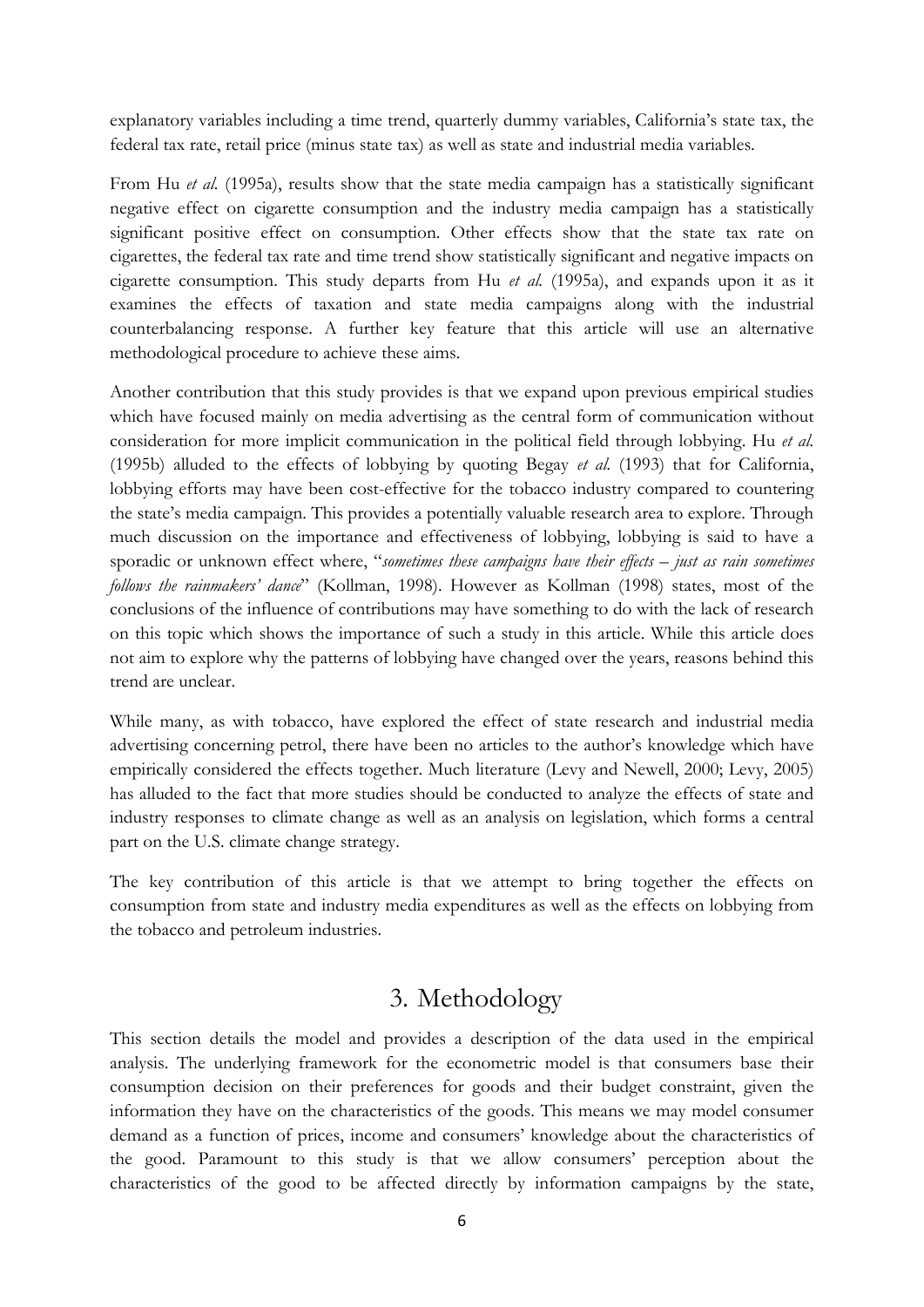explanatory variables including a time trend, quarterly dummy variables, California's state tax, the federal tax rate, retail price (minus state tax) as well as state and industrial media variables.

From Hu *et al.* (1995a), results show that the state media campaign has a statistically significant negative effect on cigarette consumption and the industry media campaign has a statistically significant positive effect on consumption. Other effects show that the state tax rate on cigarettes, the federal tax rate and time trend show statistically significant and negative impacts on cigarette consumption. This study departs from Hu *et al.* (1995a), and expands upon it as it examines the effects of taxation and state media campaigns along with the industrial counterbalancing response. A further key feature that this article will use an alternative methodological procedure to achieve these aims.

Another contribution that this study provides is that we expand upon previous empirical studies which have focused mainly on media advertising as the central form of communication without consideration for more implicit communication in the political field through lobbying. Hu *et al.* (1995b) alluded to the effects of lobbying by quoting Begay *et al.* (1993) that for California, lobbying efforts may have been cost-effective for the tobacco industry compared to countering the state's media campaign. This provides a potentially valuable research area to explore. Through much discussion on the importance and effectiveness of lobbying, lobbying is said to have a sporadic or unknown effect where, "*sometimes these campaigns have their effects – just as rain sometimes follows the rainmakers' dance*" (Kollman, 1998). However as Kollman (1998) states, most of the conclusions of the influence of contributions may have something to do with the lack of research on this topic which shows the importance of such a study in this article. While this article does not aim to explore why the patterns of lobbying have changed over the years, reasons behind this trend are unclear.

While many, as with tobacco, have explored the effect of state research and industrial media advertising concerning petrol, there have been no articles to the author's knowledge which have empirically considered the effects together. Much literature (Levy and Newell, 2000; Levy, 2005) has alluded to the fact that more studies should be conducted to analyze the effects of state and industry responses to climate change as well as an analysis on legislation, which forms a central part on the U.S. climate change strategy.

The key contribution of this article is that we attempt to bring together the effects on consumption from state and industry media expenditures as well as the effects on lobbying from the tobacco and petroleum industries.

# 3. Methodology

This section details the model and provides a description of the data used in the empirical analysis. The underlying framework for the econometric model is that consumers base their consumption decision on their preferences for goods and their budget constraint, given the information they have on the characteristics of the goods. This means we may model consumer demand as a function of prices, income and consumers' knowledge about the characteristics of the good. Paramount to this study is that we allow consumers' perception about the characteristics of the good to be affected directly by information campaigns by the state,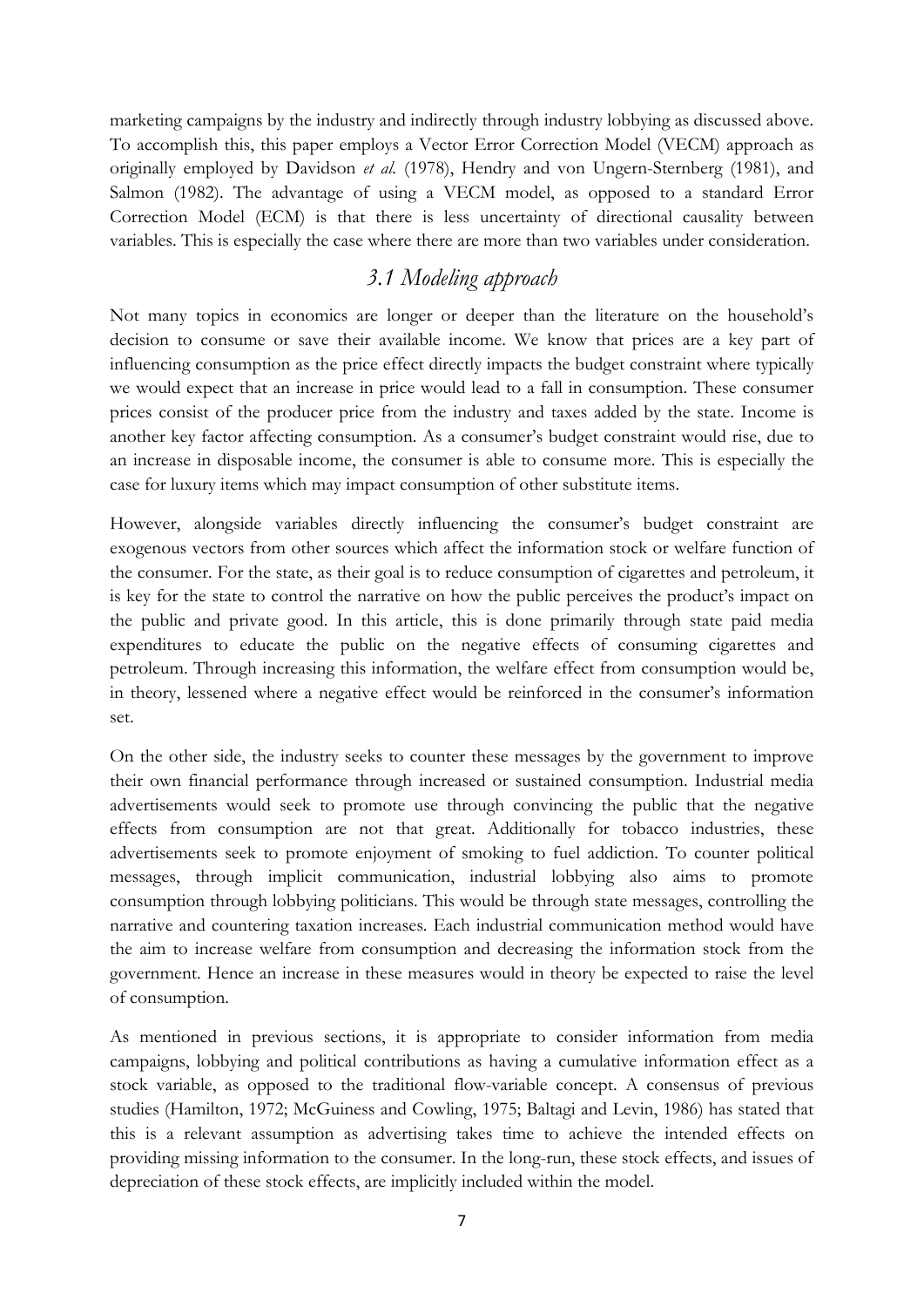marketing campaigns by the industry and indirectly through industry lobbying as discussed above. To accomplish this, this paper employs a Vector Error Correction Model (VECM) approach as originally employed by Davidson *et al.* (1978), Hendry and von Ungern-Sternberg (1981), and Salmon (1982). The advantage of using a VECM model, as opposed to a standard Error Correction Model (ECM) is that there is less uncertainty of directional causality between variables. This is especially the case where there are more than two variables under consideration.

## *3.1 Modeling approach*

Not many topics in economics are longer or deeper than the literature on the household's decision to consume or save their available income. We know that prices are a key part of influencing consumption as the price effect directly impacts the budget constraint where typically we would expect that an increase in price would lead to a fall in consumption. These consumer prices consist of the producer price from the industry and taxes added by the state. Income is another key factor affecting consumption. As a consumer's budget constraint would rise, due to an increase in disposable income, the consumer is able to consume more. This is especially the case for luxury items which may impact consumption of other substitute items.

However, alongside variables directly influencing the consumer's budget constraint are exogenous vectors from other sources which affect the information stock or welfare function of the consumer. For the state, as their goal is to reduce consumption of cigarettes and petroleum, it is key for the state to control the narrative on how the public perceives the product's impact on the public and private good. In this article, this is done primarily through state paid media expenditures to educate the public on the negative effects of consuming cigarettes and petroleum. Through increasing this information, the welfare effect from consumption would be, in theory, lessened where a negative effect would be reinforced in the consumer's information set.

On the other side, the industry seeks to counter these messages by the government to improve their own financial performance through increased or sustained consumption. Industrial media advertisements would seek to promote use through convincing the public that the negative effects from consumption are not that great. Additionally for tobacco industries, these advertisements seek to promote enjoyment of smoking to fuel addiction. To counter political messages, through implicit communication, industrial lobbying also aims to promote consumption through lobbying politicians. This would be through state messages, controlling the narrative and countering taxation increases. Each industrial communication method would have the aim to increase welfare from consumption and decreasing the information stock from the government. Hence an increase in these measures would in theory be expected to raise the level of consumption.

As mentioned in previous sections, it is appropriate to consider information from media campaigns, lobbying and political contributions as having a cumulative information effect as a stock variable, as opposed to the traditional flow-variable concept. A consensus of previous studies (Hamilton, 1972; McGuiness and Cowling, 1975; Baltagi and Levin, 1986) has stated that this is a relevant assumption as advertising takes time to achieve the intended effects on providing missing information to the consumer. In the long-run, these stock effects, and issues of depreciation of these stock effects, are implicitly included within the model.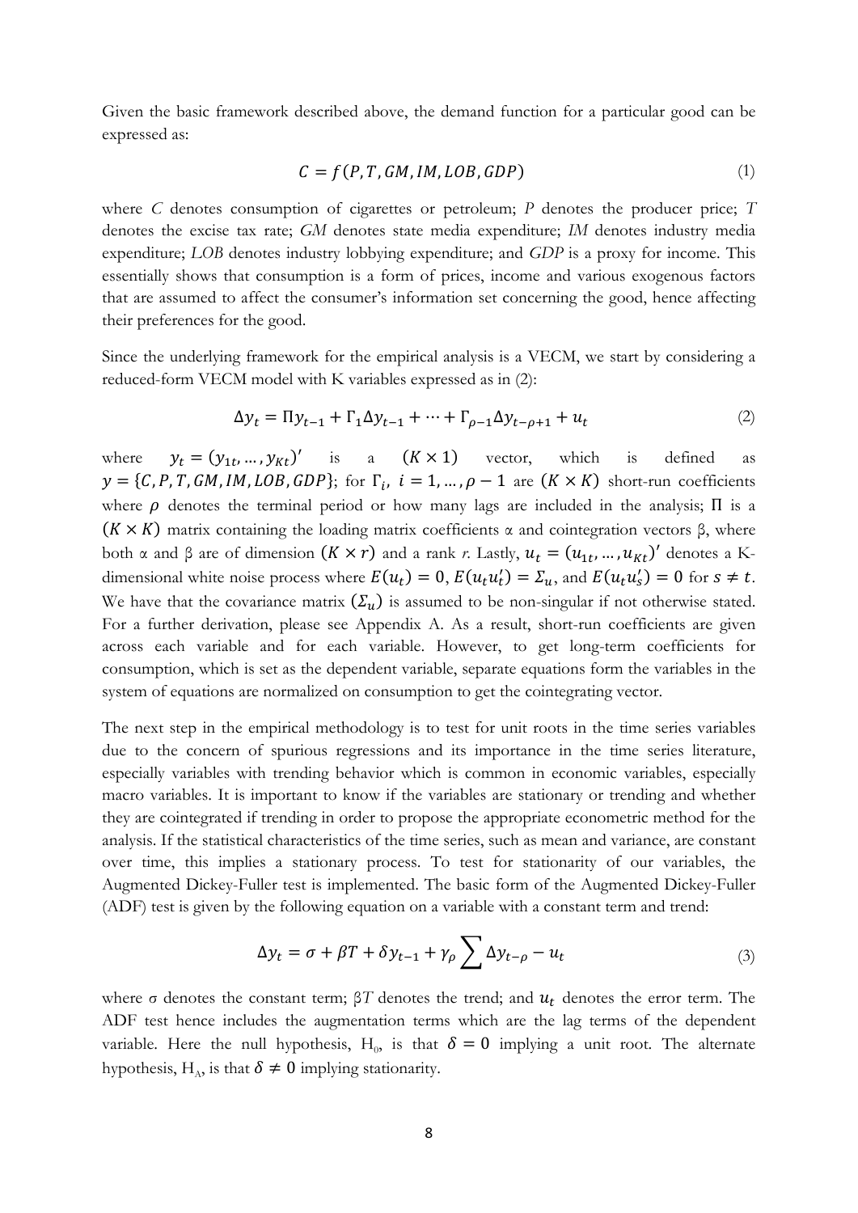Given the basic framework described above, the demand function for a particular good can be expressed as:

$$C = f(P, T, GM, IM, LOB, GDP) \tag{1}$$

where *C* denotes consumption of cigarettes or petroleum; *P* denotes the producer price; *T* denotes the excise tax rate; *GM* denotes state media expenditure; *IM* denotes industry media expenditure; *LOB* denotes industry lobbying expenditure; and *GDP* is a proxy for income. This essentially shows that consumption is a form of prices, income and various exogenous factors that are assumed to affect the consumer's information set concerning the good, hence affecting their preferences for the good.

Since the underlying framework for the empirical analysis is a VECM, we start by considering a reduced-form VECM model with K variables expressed as in (2):

$$\Delta y_t = \Pi y_{t-1} + \Gamma_1 \Delta y_{t-1} + \cdots + \Gamma_{\rho-1} \Delta y_{t-\rho+1} + u_t \tag{2}$$

where $y_t = (y_{1t}, \ldots, y_{Kt})'$ is a $(K \times 1)$ vector, which is defined as $y = \{C, P, T, GM, IM, LOB, GDP\}$; for $\Gamma_i,\ i = 1, \ldots, \rho - 1$ are $(K \times K)$ short-run coefficients where $\rho$ denotes the terminal period or how many lags are included in the analysis; $\Pi$ is a $(K \times K)$ matrix containing the loading matrix coefficients α and cointegration vectors β, where both α and β are of dimension $(K \times r)$ and a rank *r*. Lastly, $u_t = (u_{1t}, \ldots, u_{Kt})'$ denotes a K-dimensional white noise process where $E(u_t) = 0$, $E(u_t u_t') = \Sigma_u$, and $E(u_t u_s') = 0$ for $s \neq t$. We have that the covariance matrix $(\Sigma_u)$ is assumed to be non-singular if not otherwise stated. For a further derivation, please see Appendix A. As a result, short-run coefficients are given across each variable and for each variable. However, to get long-term coefficients for consumption, which is set as the dependent variable, separate equations form the variables in the system of equations are normalized on consumption to get the cointegrating vector.

The next step in the empirical methodology is to test for unit roots in the time series variables due to the concern of spurious regressions and its importance in the time series literature, especially variables with trending behavior which is common in economic variables, especially macro variables. It is important to know if the variables are stationary or trending and whether they are cointegrated if trending in order to propose the appropriate econometric method for the analysis. If the statistical characteristics of the time series, such as mean and variance, are constant over time, this implies a stationary process. To test for stationarity of our variables, the Augmented Dickey-Fuller test is implemented. The basic form of the Augmented Dickey-Fuller (ADF) test is given by the following equation on a variable with a constant term and trend:

$$\Delta y_t = \sigma + \beta T + \delta y_{t-1} + \gamma_\rho \sum \Delta y_{t-\rho} - u_t \tag{3}$$

where σ denotes the constant term; β*T* denotes the trend; and $u_t$ denotes the error term. The ADF test hence includes the augmentation terms which are the lag terms of the dependent variable. Here the null hypothesis, $H_0$, is that $\delta = 0$ implying a unit root. The alternate hypothesis, $H_A$, is that $\delta \neq 0$ implying stationarity.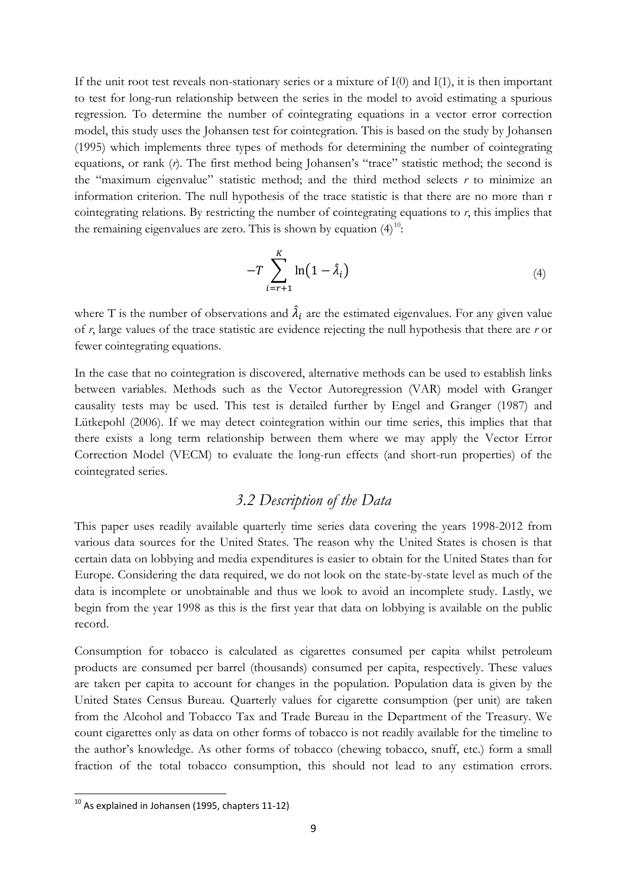If the unit root test reveals non-stationary series or a mixture of I(0) and I(1), it is then important to test for long-run relationship between the series in the model to avoid estimating a spurious regression. To determine the number of cointegrating equations in a vector error correction model, this study uses the Johansen test for cointegration. This is based on the study by Johansen (1995) which implements three types of methods for determining the number of cointegrating equations, or rank (*r*). The first method being Johansen's "trace" statistic method; the second is the "maximum eigenvalue" statistic method; and the third method selects *r* to minimize an information criterion. The null hypothesis of the trace statistic is that there are no more than r cointegrating relations. By restricting the number of cointegrating equations to *r*, this implies that the remaining eigenvalues are zero. This is shown by equation (4)[10]:

$$-T \sum_{i=r+1}^{K} \ln\left(1 - \hat{\lambda}_i\right) \tag{4}$$

where T is the number of observations and $\hat{\lambda}_i$ are the estimated eigenvalues. For any given value of *r*, large values of the trace statistic are evidence rejecting the null hypothesis that there are *r* or fewer cointegrating equations.

In the case that no cointegration is discovered, alternative methods can be used to establish links between variables. Methods such as the Vector Autoregression (VAR) model with Granger causality tests may be used. This test is detailed further by Engel and Granger (1987) and Lütkepohl (2006). If we may detect cointegration within our time series, this implies that that there exists a long term relationship between them where we may apply the Vector Error Correction Model (VECM) to evaluate the long-run effects (and short-run properties) of the cointegrated series.

## *3.2 Description of the Data*

This paper uses readily available quarterly time series data covering the years 1998-2012 from various data sources for the United States. The reason why the United States is chosen is that certain data on lobbying and media expenditures is easier to obtain for the United States than for Europe. Considering the data required, we do not look on the state-by-state level as much of the data is incomplete or unobtainable and thus we look to avoid an incomplete study. Lastly, we begin from the year 1998 as this is the first year that data on lobbying is available on the public record.

Consumption for tobacco is calculated as cigarettes consumed per capita whilst petroleum products are consumed per barrel (thousands) consumed per capita, respectively. These values are taken per capita to account for changes in the population. Population data is given by the United States Census Bureau. Quarterly values for cigarette consumption (per unit) are taken from the Alcohol and Tobacco Tax and Trade Bureau in the Department of the Treasury. We count cigarettes only as data on other forms of tobacco is not readily available for the timeline to the author's knowledge. As other forms of tobacco (chewing tobacco, snuff, etc.) form a small fraction of the total tobacco consumption, this should not lead to any estimation errors.

[10] As explained in Johansen (1995, chapters 11-12)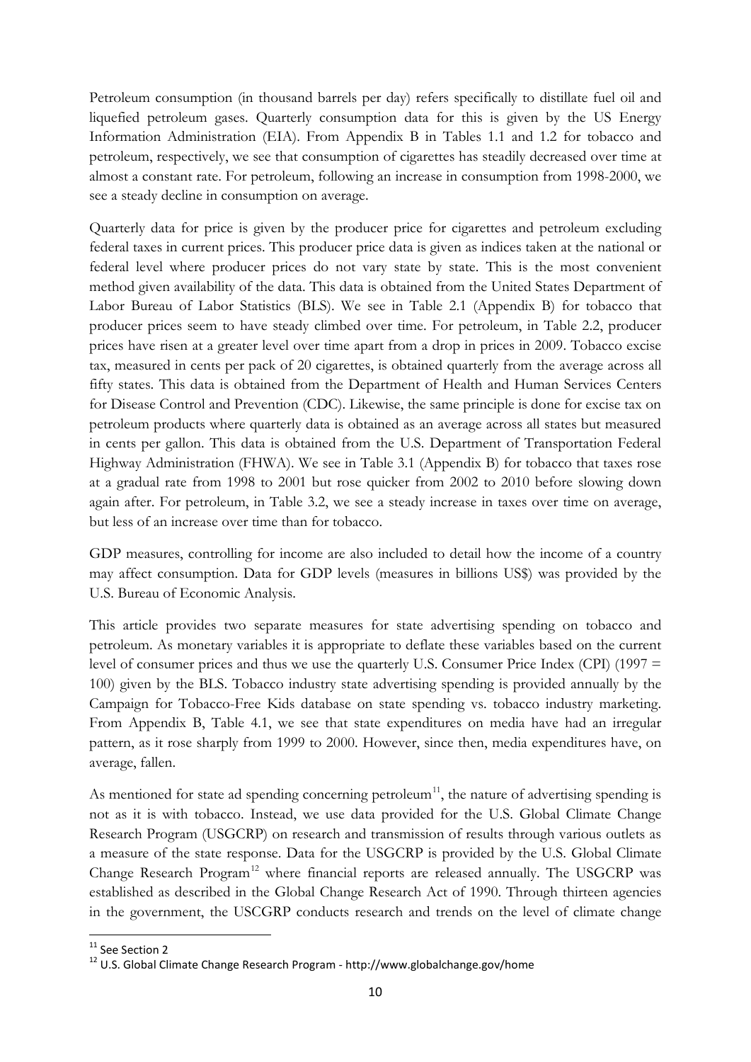Petroleum consumption (in thousand barrels per day) refers specifically to distillate fuel oil and liquefied petroleum gases. Quarterly consumption data for this is given by the US Energy Information Administration (EIA). From Appendix B in Tables 1.1 and 1.2 for tobacco and petroleum, respectively, we see that consumption of cigarettes has steadily decreased over time at almost a constant rate. For petroleum, following an increase in consumption from 1998-2000, we see a steady decline in consumption on average.

Quarterly data for price is given by the producer price for cigarettes and petroleum excluding federal taxes in current prices. This producer price data is given as indices taken at the national or federal level where producer prices do not vary state by state. This is the most convenient method given availability of the data. This data is obtained from the United States Department of Labor Bureau of Labor Statistics (BLS). We see in Table 2.1 (Appendix B) for tobacco that producer prices seem to have steady climbed over time. For petroleum, in Table 2.2, producer prices have risen at a greater level over time apart from a drop in prices in 2009. Tobacco excise tax, measured in cents per pack of 20 cigarettes, is obtained quarterly from the average across all fifty states. This data is obtained from the Department of Health and Human Services Centers for Disease Control and Prevention (CDC). Likewise, the same principle is done for excise tax on petroleum products where quarterly data is obtained as an average across all states but measured in cents per gallon. This data is obtained from the U.S. Department of Transportation Federal Highway Administration (FHWA). We see in Table 3.1 (Appendix B) for tobacco that taxes rose at a gradual rate from 1998 to 2001 but rose quicker from 2002 to 2010 before slowing down again after. For petroleum, in Table 3.2, we see a steady increase in taxes over time on average, but less of an increase over time than for tobacco.

GDP measures, controlling for income are also included to detail how the income of a country may affect consumption. Data for GDP levels (measures in billions US$) was provided by the U.S. Bureau of Economic Analysis.

This article provides two separate measures for state advertising spending on tobacco and petroleum. As monetary variables it is appropriate to deflate these variables based on the current level of consumer prices and thus we use the quarterly U.S. Consumer Price Index (CPI) (1997 = 100) given by the BLS. Tobacco industry state advertising spending is provided annually by the Campaign for Tobacco-Free Kids database on state spending vs. tobacco industry marketing. From Appendix B, Table 4.1, we see that state expenditures on media have had an irregular pattern, as it rose sharply from 1999 to 2000. However, since then, media expenditures have, on average, fallen.

As mentioned for state ad spending concerning petroleum[11], the nature of advertising spending is not as it is with tobacco. Instead, we use data provided for the U.S. Global Climate Change Research Program (USGCRP) on research and transmission of results through various outlets as a measure of the state response. Data for the USGCRP is provided by the U.S. Global Climate Change Research Program[12] where financial reports are released annually. The USGCRP was established as described in the Global Change Research Act of 1990. Through thirteen agencies in the government, the USCGRP conducts research and trends on the level of climate change

[11] See Section 2

[12] U.S. Global Climate Change Research Program - http://www.globalchange.gov/home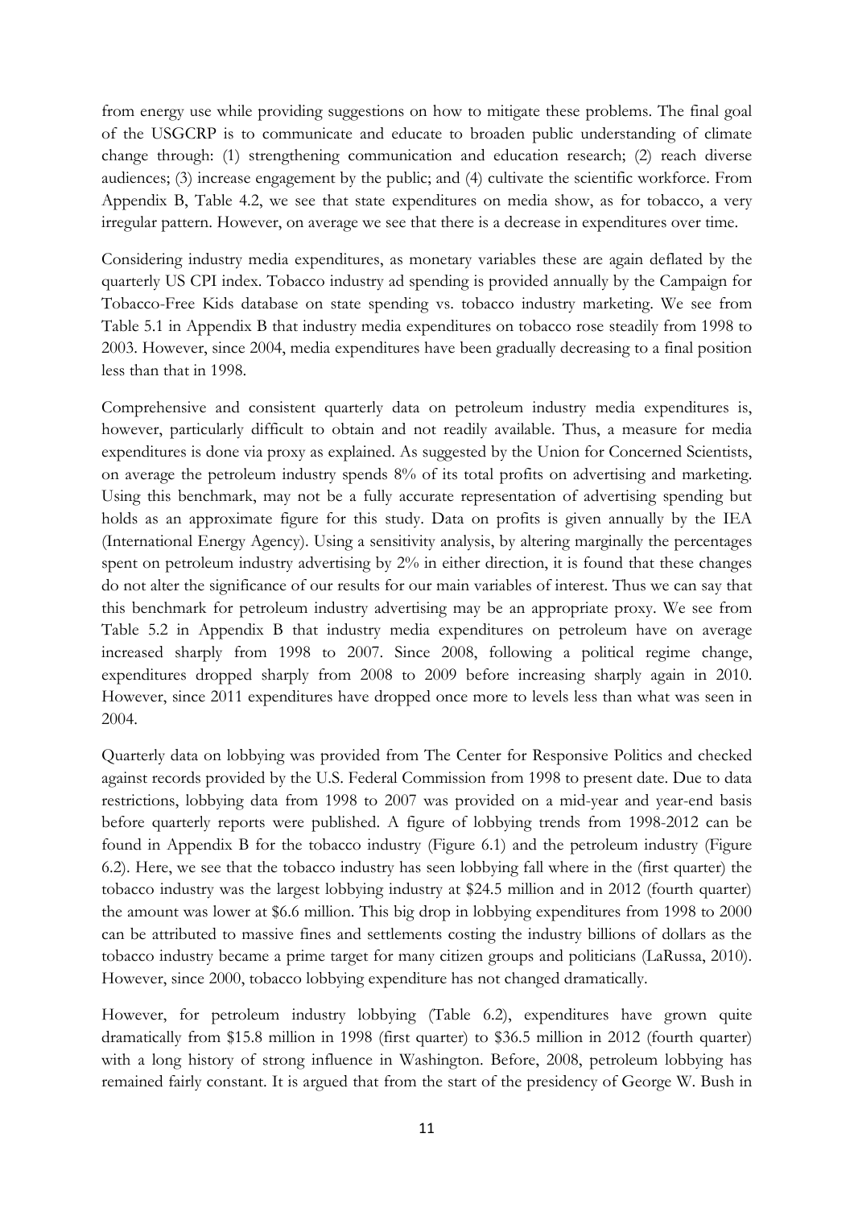from energy use while providing suggestions on how to mitigate these problems. The final goal of the USGCRP is to communicate and educate to broaden public understanding of climate change through: (1) strengthening communication and education research; (2) reach diverse audiences; (3) increase engagement by the public; and (4) cultivate the scientific workforce. From Appendix B, Table 4.2, we see that state expenditures on media show, as for tobacco, a very irregular pattern. However, on average we see that there is a decrease in expenditures over time.

Considering industry media expenditures, as monetary variables these are again deflated by the quarterly US CPI index. Tobacco industry ad spending is provided annually by the Campaign for Tobacco-Free Kids database on state spending vs. tobacco industry marketing. We see from Table 5.1 in Appendix B that industry media expenditures on tobacco rose steadily from 1998 to 2003. However, since 2004, media expenditures have been gradually decreasing to a final position less than that in 1998.

Comprehensive and consistent quarterly data on petroleum industry media expenditures is, however, particularly difficult to obtain and not readily available. Thus, a measure for media expenditures is done via proxy as explained. As suggested by the Union for Concerned Scientists, on average the petroleum industry spends 8% of its total profits on advertising and marketing. Using this benchmark, may not be a fully accurate representation of advertising spending but holds as an approximate figure for this study. Data on profits is given annually by the IEA (International Energy Agency). Using a sensitivity analysis, by altering marginally the percentages spent on petroleum industry advertising by 2% in either direction, it is found that these changes do not alter the significance of our results for our main variables of interest. Thus we can say that this benchmark for petroleum industry advertising may be an appropriate proxy. We see from Table 5.2 in Appendix B that industry media expenditures on petroleum have on average increased sharply from 1998 to 2007. Since 2008, following a political regime change, expenditures dropped sharply from 2008 to 2009 before increasing sharply again in 2010. However, since 2011 expenditures have dropped once more to levels less than what was seen in 2004.

Quarterly data on lobbying was provided from The Center for Responsive Politics and checked against records provided by the U.S. Federal Commission from 1998 to present date. Due to data restrictions, lobbying data from 1998 to 2007 was provided on a mid-year and year-end basis before quarterly reports were published. A figure of lobbying trends from 1998-2012 can be found in Appendix B for the tobacco industry (Figure 6.1) and the petroleum industry (Figure 6.2). Here, we see that the tobacco industry has seen lobbying fall where in the (first quarter) the tobacco industry was the largest lobbying industry at $24.5 million and in 2012 (fourth quarter) the amount was lower at $6.6 million. This big drop in lobbying expenditures from 1998 to 2000 can be attributed to massive fines and settlements costing the industry billions of dollars as the tobacco industry became a prime target for many citizen groups and politicians (LaRussa, 2010). However, since 2000, tobacco lobbying expenditure has not changed dramatically.

However, for petroleum industry lobbying (Table 6.2), expenditures have grown quite dramatically from $15.8 million in 1998 (first quarter) to $36.5 million in 2012 (fourth quarter) with a long history of strong influence in Washington. Before, 2008, petroleum lobbying has remained fairly constant. It is argued that from the start of the presidency of George W. Bush in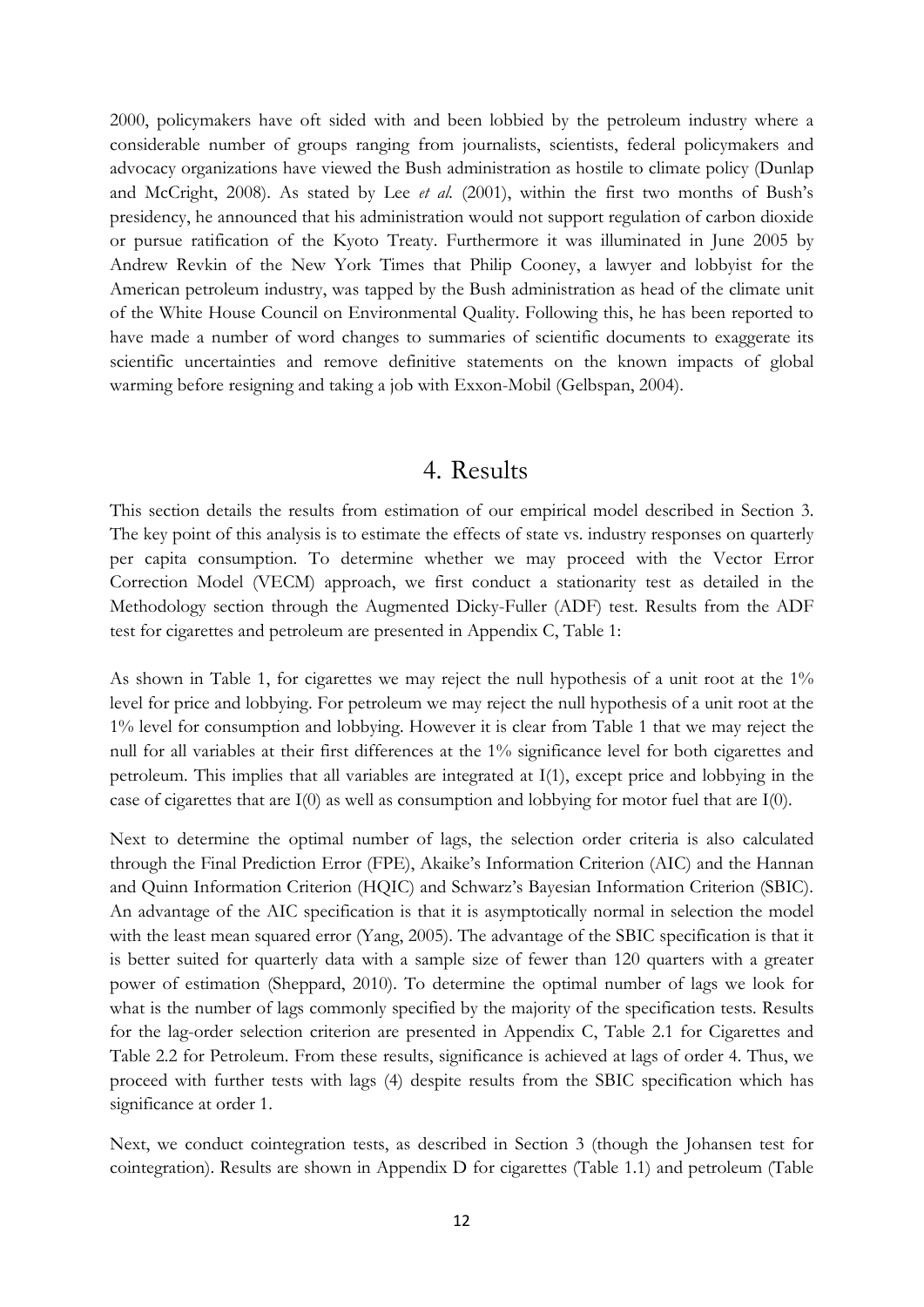2000, policymakers have oft sided with and been lobbied by the petroleum industry where a considerable number of groups ranging from journalists, scientists, federal policymakers and advocacy organizations have viewed the Bush administration as hostile to climate policy (Dunlap and McCright, 2008). As stated by Lee *et al.* (2001), within the first two months of Bush's presidency, he announced that his administration would not support regulation of carbon dioxide or pursue ratification of the Kyoto Treaty. Furthermore it was illuminated in June 2005 by Andrew Revkin of the New York Times that Philip Cooney, a lawyer and lobbyist for the American petroleum industry, was tapped by the Bush administration as head of the climate unit of the White House Council on Environmental Quality. Following this, he has been reported to have made a number of word changes to summaries of scientific documents to exaggerate its scientific uncertainties and remove definitive statements on the known impacts of global warming before resigning and taking a job with Exxon-Mobil (Gelbspan, 2004).

# 4. Results

This section details the results from estimation of our empirical model described in Section 3. The key point of this analysis is to estimate the effects of state vs. industry responses on quarterly per capita consumption. To determine whether we may proceed with the Vector Error Correction Model (VECM) approach, we first conduct a stationarity test as detailed in the Methodology section through the Augmented Dicky-Fuller (ADF) test. Results from the ADF test for cigarettes and petroleum are presented in Appendix C, Table 1:

As shown in Table 1, for cigarettes we may reject the null hypothesis of a unit root at the 1% level for price and lobbying. For petroleum we may reject the null hypothesis of a unit root at the 1% level for consumption and lobbying. However it is clear from Table 1 that we may reject the null for all variables at their first differences at the 1% significance level for both cigarettes and petroleum. This implies that all variables are integrated at I(1), except price and lobbying in the case of cigarettes that are I(0) as well as consumption and lobbying for motor fuel that are I(0).

Next to determine the optimal number of lags, the selection order criteria is also calculated through the Final Prediction Error (FPE), Akaike's Information Criterion (AIC) and the Hannan and Quinn Information Criterion (HQIC) and Schwarz's Bayesian Information Criterion (SBIC). An advantage of the AIC specification is that it is asymptotically normal in selection the model with the least mean squared error (Yang, 2005). The advantage of the SBIC specification is that it is better suited for quarterly data with a sample size of fewer than 120 quarters with a greater power of estimation (Sheppard, 2010). To determine the optimal number of lags we look for what is the number of lags commonly specified by the majority of the specification tests. Results for the lag-order selection criterion are presented in Appendix C, Table 2.1 for Cigarettes and Table 2.2 for Petroleum. From these results, significance is achieved at lags of order 4. Thus, we proceed with further tests with lags (4) despite results from the SBIC specification which has significance at order 1.

Next, we conduct cointegration tests, as described in Section 3 (though the Johansen test for cointegration). Results are shown in Appendix D for cigarettes (Table 1.1) and petroleum (Table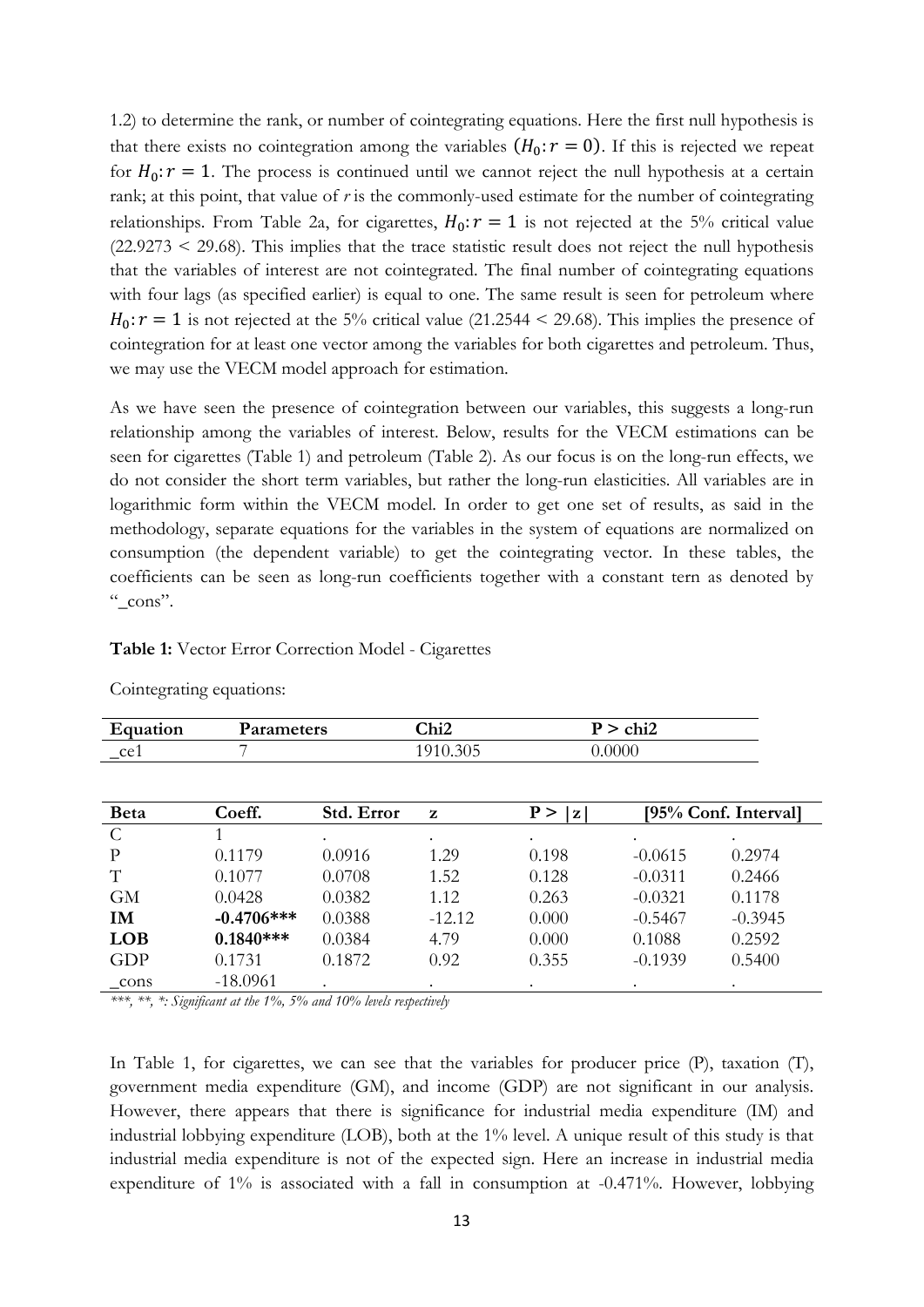1.2) to determine the rank, or number of cointegrating equations. Here the first null hypothesis is that there exists no cointegration among the variables $(H_0: r = 0)$. If this is rejected we repeat for $H_0: r = 1$. The process is continued until we cannot reject the null hypothesis at a certain rank; at this point, that value of *r* is the commonly-used estimate for the number of cointegrating relationships. From Table 2a, for cigarettes, $H_0: r = 1$ is not rejected at the 5% critical value $(22.9273 < 29.68)$. This implies that the trace statistic result does not reject the null hypothesis that the variables of interest are not cointegrated. The final number of cointegrating equations with four lags (as specified earlier) is equal to one. The same result is seen for petroleum where $H_0: r = 1$ is not rejected at the 5% critical value $(21.2544 < 29.68)$. This implies the presence of cointegration for at least one vector among the variables for both cigarettes and petroleum. Thus, we may use the VECM model approach for estimation.

As we have seen the presence of cointegration between our variables, this suggests a long-run relationship among the variables of interest. Below, results for the VECM estimations can be seen for cigarettes (Table 1) and petroleum (Table 2). As our focus is on the long-run effects, we do not consider the short term variables, but rather the long-run elasticities. All variables are in logarithmic form within the VECM model. In order to get one set of results, as said in the methodology, separate equations for the variables in the system of equations are normalized on consumption (the dependent variable) to get the cointegrating vector. In these tables, the coefficients can be seen as long-run coefficients together with a constant tern as denoted by "_cons".

**Table 1:** Vector Error Correction Model - Cigarettes

Cointegrating equations:

| Equation | Parameters | Chi2 | P > chi2 |
|---|---|---|---|
| _ce1 | 7 | 1910.305 | 0.0000 |

| Beta | Coeff. | Std. Error | z | P > \|z\| | [95% Conf. Interval] | |
|---|---|---|---|---|---|---|
| C | 1 | . | . | . | . | . |
| P | 0.1179 | 0.0916 | 1.29 | 0.198 | -0.0615 | 0.2974 |
| T | 0.1077 | 0.0708 | 1.52 | 0.128 | -0.0311 | 0.2466 |
| GM | 0.0428 | 0.0382 | 1.12 | 0.263 | -0.0321 | 0.1178 |
| **IM** | **-0.4706*** ** | 0.0388 | -12.12 | 0.000 | -0.5467 | -0.3945 |
| **LOB** | **0.1840*** ** | 0.0384 | 4.79 | 0.000 | 0.1088 | 0.2592 |
| GDP | 0.1731 | 0.1872 | 0.92 | 0.355 | -0.1939 | 0.5400 |
| _cons | -18.0961 | . | . | . | . | . |

*\*\*\*, \*\*, \*: Significant at the 1%, 5% and 10% levels respectively*

In Table 1, for cigarettes, we can see that the variables for producer price (P), taxation (T), government media expenditure (GM), and income (GDP) are not significant in our analysis. However, there appears that there is significance for industrial media expenditure (IM) and industrial lobbying expenditure (LOB), both at the 1% level. A unique result of this study is that industrial media expenditure is not of the expected sign. Here an increase in industrial media expenditure of 1% is associated with a fall in consumption at -0.471%. However, lobbying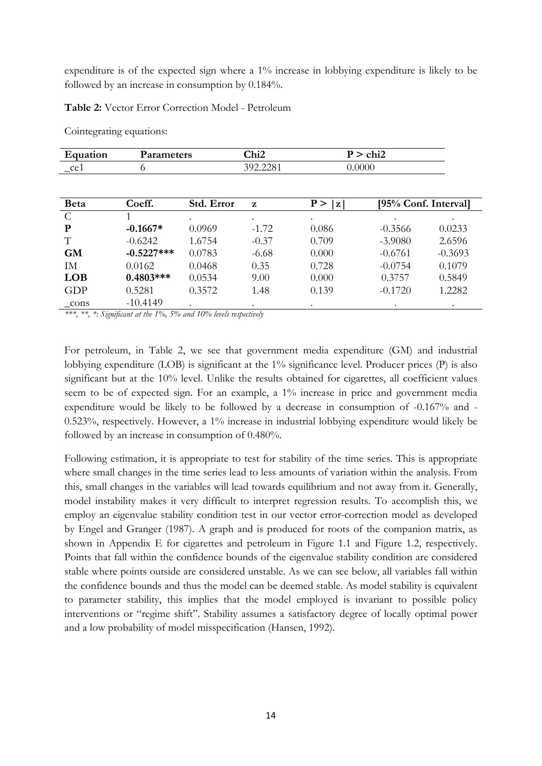expenditure is of the expected sign where a 1% increase in lobbying expenditure is likely to be followed by an increase in consumption by 0.184%.

**Table 2:** Vector Error Correction Model - Petroleum

Cointegrating equations:

| Equation | Parameters | Chi2 | P > chi2 |
|---|---|---|---|
| _ce1 | 6 | 392.2281 | 0.0000 |

| Beta | Coeff. | Std. Error | z | P > \|z\| | [95% Conf. Interval] | |
|---|---|---|---|---|---|---|
| C | 1 | . | . | . | . | . |
| **P** | **-0.1667*** | 0.0969 | -1.72 | 0.086 | -0.3566 | 0.0233 |
| T | -0.6242 | 1.6754 | -0.37 | 0.709 | -3.9080 | 2.6596 |
| **GM** | **-0.5227***** | 0.0783 | -6.68 | 0.000 | -0.6761 | -0.3693 |
| IM | 0.0162 | 0.0468 | 0.35 | 0.728 | -0.0754 | 0.1079 |
| **LOB** | **0.4803***** | 0.0534 | 9.00 | 0.000 | 0.3757 | 0.5849 |
| GDP | 0.5281 | 0.3572 | 1.48 | 0.139 | -0.1720 | 1.2282 |
| _cons | -10.4149 | . | . | . | . | . |

*\*\*\*, \*\*, \*: Significant at the 1%, 5% and 10% levels respectively*

For petroleum, in Table 2, we see that government media expenditure (GM) and industrial lobbying expenditure (LOB) is significant at the 1% significance level. Producer prices (P) is also significant but at the 10% level. Unlike the results obtained for cigarettes, all coefficient values seem to be of expected sign. For an example, a 1% increase in price and government media expenditure would be likely to be followed by a decrease in consumption of -0.167% and -0.523%, respectively. However, a 1% increase in industrial lobbying expenditure would likely be followed by an increase in consumption of 0.480%.

Following estimation, it is appropriate to test for stability of the time series. This is appropriate where small changes in the time series lead to less amounts of variation within the analysis. From this, small changes in the variables will lead towards equilibrium and not away from it. Generally, model instability makes it very difficult to interpret regression results. To accomplish this, we employ an eigenvalue stability condition test in our vector error-correction model as developed by Engel and Granger (1987). A graph and is produced for roots of the companion matrix, as shown in Appendix E for cigarettes and petroleum in Figure 1.1 and Figure 1.2, respectively. Points that fall within the confidence bounds of the eigenvalue stability condition are considered stable where points outside are considered unstable. As we can see below, all variables fall within the confidence bounds and thus the model can be deemed stable. As model stability is equivalent to parameter stability, this implies that the model employed is invariant to possible policy interventions or "regime shift". Stability assumes a satisfactory degree of locally optimal power and a low probability of model misspecification (Hansen, 1992).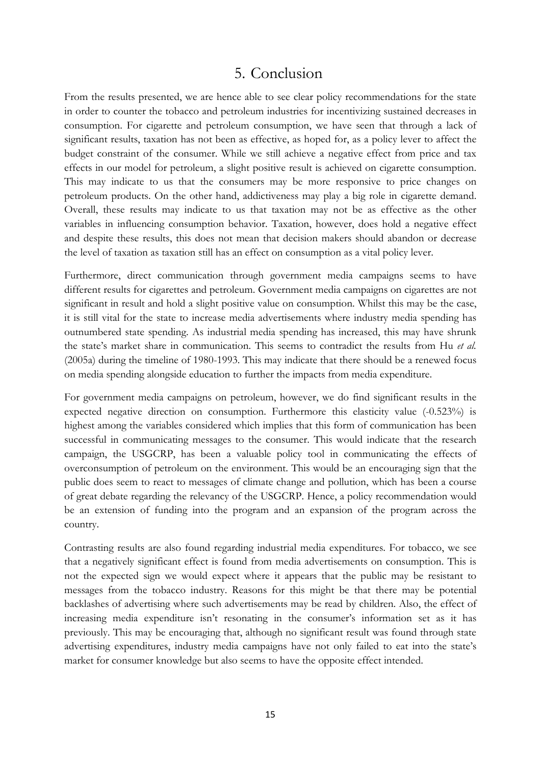# 5. Conclusion

From the results presented, we are hence able to see clear policy recommendations for the state in order to counter the tobacco and petroleum industries for incentivizing sustained decreases in consumption. For cigarette and petroleum consumption, we have seen that through a lack of significant results, taxation has not been as effective, as hoped for, as a policy lever to affect the budget constraint of the consumer. While we still achieve a negative effect from price and tax effects in our model for petroleum, a slight positive result is achieved on cigarette consumption. This may indicate to us that the consumers may be more responsive to price changes on petroleum products. On the other hand, addictiveness may play a big role in cigarette demand. Overall, these results may indicate to us that taxation may not be as effective as the other variables in influencing consumption behavior. Taxation, however, does hold a negative effect and despite these results, this does not mean that decision makers should abandon or decrease the level of taxation as taxation still has an effect on consumption as a vital policy lever.

Furthermore, direct communication through government media campaigns seems to have different results for cigarettes and petroleum. Government media campaigns on cigarettes are not significant in result and hold a slight positive value on consumption. Whilst this may be the case, it is still vital for the state to increase media advertisements where industry media spending has outnumbered state spending. As industrial media spending has increased, this may have shrunk the state's market share in communication. This seems to contradict the results from Hu *et al.* (2005a) during the timeline of 1980-1993. This may indicate that there should be a renewed focus on media spending alongside education to further the impacts from media expenditure.

For government media campaigns on petroleum, however, we do find significant results in the expected negative direction on consumption. Furthermore this elasticity value (-0.523%) is highest among the variables considered which implies that this form of communication has been successful in communicating messages to the consumer. This would indicate that the research campaign, the USGCRP, has been a valuable policy tool in communicating the effects of overconsumption of petroleum on the environment. This would be an encouraging sign that the public does seem to react to messages of climate change and pollution, which has been a course of great debate regarding the relevancy of the USGCRP. Hence, a policy recommendation would be an extension of funding into the program and an expansion of the program across the country.

Contrasting results are also found regarding industrial media expenditures. For tobacco, we see that a negatively significant effect is found from media advertisements on consumption. This is not the expected sign we would expect where it appears that the public may be resistant to messages from the tobacco industry. Reasons for this might be that there may be potential backlashes of advertising where such advertisements may be read by children. Also, the effect of increasing media expenditure isn't resonating in the consumer's information set as it has previously. This may be encouraging that, although no significant result was found through state advertising expenditures, industry media campaigns have not only failed to eat into the state's market for consumer knowledge but also seems to have the opposite effect intended.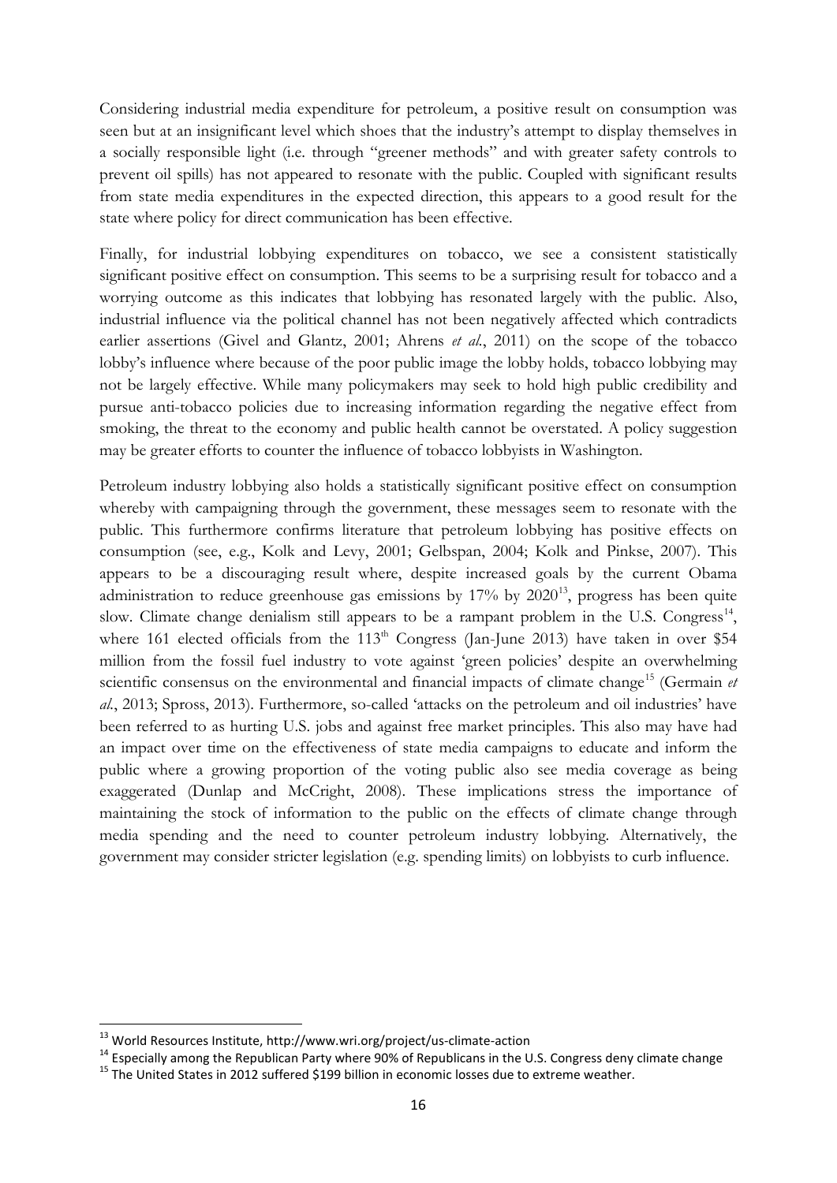Considering industrial media expenditure for petroleum, a positive result on consumption was seen but at an insignificant level which shoes that the industry's attempt to display themselves in a socially responsible light (i.e. through "greener methods" and with greater safety controls to prevent oil spills) has not appeared to resonate with the public. Coupled with significant results from state media expenditures in the expected direction, this appears to a good result for the state where policy for direct communication has been effective.

Finally, for industrial lobbying expenditures on tobacco, we see a consistent statistically significant positive effect on consumption. This seems to be a surprising result for tobacco and a worrying outcome as this indicates that lobbying has resonated largely with the public. Also, industrial influence via the political channel has not been negatively affected which contradicts earlier assertions (Givel and Glantz, 2001; Ahrens *et al.*, 2011) on the scope of the tobacco lobby's influence where because of the poor public image the lobby holds, tobacco lobbying may not be largely effective. While many policymakers may seek to hold high public credibility and pursue anti-tobacco policies due to increasing information regarding the negative effect from smoking, the threat to the economy and public health cannot be overstated. A policy suggestion may be greater efforts to counter the influence of tobacco lobbyists in Washington.

Petroleum industry lobbying also holds a statistically significant positive effect on consumption whereby with campaigning through the government, these messages seem to resonate with the public. This furthermore confirms literature that petroleum lobbying has positive effects on consumption (see, e.g., Kolk and Levy, 2001; Gelbspan, 2004; Kolk and Pinkse, 2007). This appears to be a discouraging result where, despite increased goals by the current Obama administration to reduce greenhouse gas emissions by 17% by 2020[13], progress has been quite slow. Climate change denialism still appears to be a rampant problem in the U.S. Congress[14], where 161 elected officials from the 113th Congress (Jan-June 2013) have taken in over $54 million from the fossil fuel industry to vote against 'green policies' despite an overwhelming scientific consensus on the environmental and financial impacts of climate change[15] (Germain *et al.*, 2013; Spross, 2013). Furthermore, so-called 'attacks on the petroleum and oil industries' have been referred to as hurting U.S. jobs and against free market principles. This also may have had an impact over time on the effectiveness of state media campaigns to educate and inform the public where a growing proportion of the voting public also see media coverage as being exaggerated (Dunlap and McCright, 2008). These implications stress the importance of maintaining the stock of information to the public on the effects of climate change through media spending and the need to counter petroleum industry lobbying. Alternatively, the government may consider stricter legislation (e.g. spending limits) on lobbyists to curb influence.

---

[13] World Resources Institute, http://www.wri.org/project/us-climate-action

[14] Especially among the Republican Party where 90% of Republicans in the U.S. Congress deny climate change

[15] The United States in 2012 suffered $199 billion in economic losses due to extreme weather.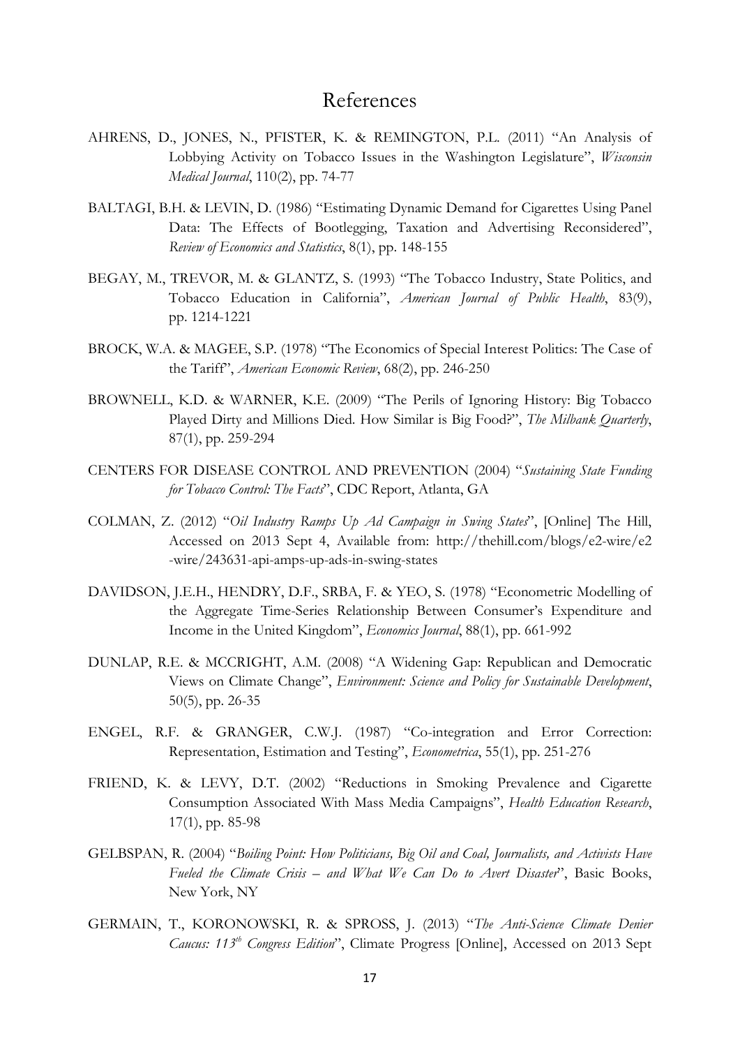# References

AHRENS, D., JONES, N., PFISTER, K. & REMINGTON, P.L. (2011) "An Analysis of Lobbying Activity on Tobacco Issues in the Washington Legislature", *Wisconsin Medical Journal*, 110(2), pp. 74-77

BALTAGI, B.H. & LEVIN, D. (1986) "Estimating Dynamic Demand for Cigarettes Using Panel Data: The Effects of Bootlegging, Taxation and Advertising Reconsidered", *Review of Economics and Statistics*, 8(1), pp. 148-155

BEGAY, M., TREVOR, M. & GLANTZ, S. (1993) "The Tobacco Industry, State Politics, and Tobacco Education in California", *American Journal of Public Health*, 83(9), pp. 1214-1221

BROCK, W.A. & MAGEE, S.P. (1978) "The Economics of Special Interest Politics: The Case of the Tariff", *American Economic Review*, 68(2), pp. 246-250

BROWNELL, K.D. & WARNER, K.E. (2009) "The Perils of Ignoring History: Big Tobacco Played Dirty and Millions Died. How Similar is Big Food?", *The Milbank Quarterly*, 87(1), pp. 259-294

CENTERS FOR DISEASE CONTROL AND PREVENTION (2004) "*Sustaining State Funding for Tobacco Control: The Facts*", CDC Report, Atlanta, GA

COLMAN, Z. (2012) "*Oil Industry Ramps Up Ad Campaign in Swing States*", [Online] The Hill, Accessed on 2013 Sept 4, Available from: http://thehill.com/blogs/e2-wire/e2-wire/243631-api-amps-up-ads-in-swing-states

DAVIDSON, J.E.H., HENDRY, D.F., SRBA, F. & YEO, S. (1978) "Econometric Modelling of the Aggregate Time-Series Relationship Between Consumer's Expenditure and Income in the United Kingdom", *Economics Journal*, 88(1), pp. 661-992

DUNLAP, R.E. & MCCRIGHT, A.M. (2008) "A Widening Gap: Republican and Democratic Views on Climate Change", *Environment: Science and Policy for Sustainable Development*, 50(5), pp. 26-35

ENGEL, R.F. & GRANGER, C.W.J. (1987) "Co-integration and Error Correction: Representation, Estimation and Testing", *Econometrica*, 55(1), pp. 251-276

FRIEND, K. & LEVY, D.T. (2002) "Reductions in Smoking Prevalence and Cigarette Consumption Associated With Mass Media Campaigns", *Health Education Research*, 17(1), pp. 85-98

GELBSPAN, R. (2004) "*Boiling Point: How Politicians, Big Oil and Coal, Journalists, and Activists Have Fueled the Climate Crisis – and What We Can Do to Avert Disaster*", Basic Books, New York, NY

GERMAIN, T., KORONOWSKI, R. & SPROSS, J. (2013) "*The Anti-Science Climate Denier Caucus: 113th Congress Edition*", Climate Progress [Online], Accessed on 2013 Sept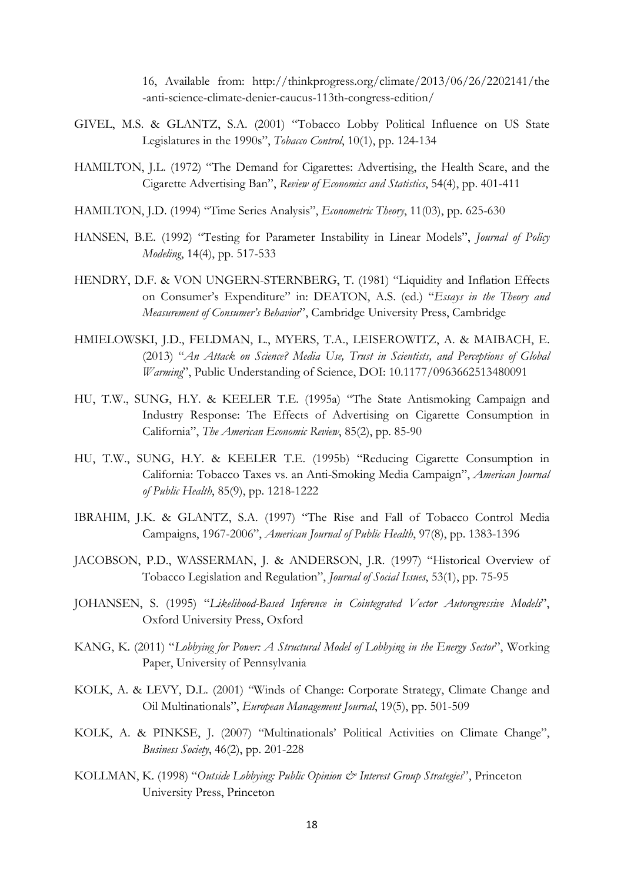16, Available from: http://thinkprogress.org/climate/2013/06/26/2202141/the-anti-science-climate-denier-caucus-113th-congress-edition/

GIVEL, M.S. & GLANTZ, S.A. (2001) "Tobacco Lobby Political Influence on US State Legislatures in the 1990s", *Tobacco Control*, 10(1), pp. 124-134

HAMILTON, J.L. (1972) "The Demand for Cigarettes: Advertising, the Health Scare, and the Cigarette Advertising Ban", *Review of Economics and Statistics*, 54(4), pp. 401-411

HAMILTON, J.D. (1994) "Time Series Analysis", *Econometric Theory*, 11(03), pp. 625-630

HANSEN, B.E. (1992) "Testing for Parameter Instability in Linear Models", *Journal of Policy Modeling*, 14(4), pp. 517-533

HENDRY, D.F. & VON UNGERN-STERNBERG, T. (1981) "Liquidity and Inflation Effects on Consumer's Expenditure" in: DEATON, A.S. (ed.) "*Essays in the Theory and Measurement of Consumer's Behavior*", Cambridge University Press, Cambridge

HMIELOWSKI, J.D., FELDMAN, L., MYERS, T.A., LEISEROWITZ, A. & MAIBACH, E. (2013) "*An Attack on Science? Media Use, Trust in Scientists, and Perceptions of Global Warming*", Public Understanding of Science, DOI: 10.1177/0963662513480091

HU, T.W., SUNG, H.Y. & KEELER T.E. (1995a) "The State Antismoking Campaign and Industry Response: The Effects of Advertising on Cigarette Consumption in California", *The American Economic Review*, 85(2), pp. 85-90

HU, T.W., SUNG, H.Y. & KEELER T.E. (1995b) "Reducing Cigarette Consumption in California: Tobacco Taxes vs. an Anti-Smoking Media Campaign", *American Journal of Public Health*, 85(9), pp. 1218-1222

IBRAHIM, J.K. & GLANTZ, S.A. (1997) "The Rise and Fall of Tobacco Control Media Campaigns, 1967-2006", *American Journal of Public Health*, 97(8), pp. 1383-1396

JACOBSON, P.D., WASSERMAN, J. & ANDERSON, J.R. (1997) "Historical Overview of Tobacco Legislation and Regulation", *Journal of Social Issues*, 53(1), pp. 75-95

JOHANSEN, S. (1995) "*Likelihood-Based Inference in Cointegrated Vector Autoregressive Models*", Oxford University Press, Oxford

KANG, K. (2011) "*Lobbying for Power: A Structural Model of Lobbying in the Energy Sector*", Working Paper, University of Pennsylvania

KOLK, A. & LEVY, D.L. (2001) "Winds of Change: Corporate Strategy, Climate Change and Oil Multinationals", *European Management Journal*, 19(5), pp. 501-509

KOLK, A. & PINKSE, J. (2007) "Multinationals' Political Activities on Climate Change", *Business Society*, 46(2), pp. 201-228

KOLLMAN, K. (1998) "*Outside Lobbying: Public Opinion & Interest Group Strategies*", Princeton University Press, Princeton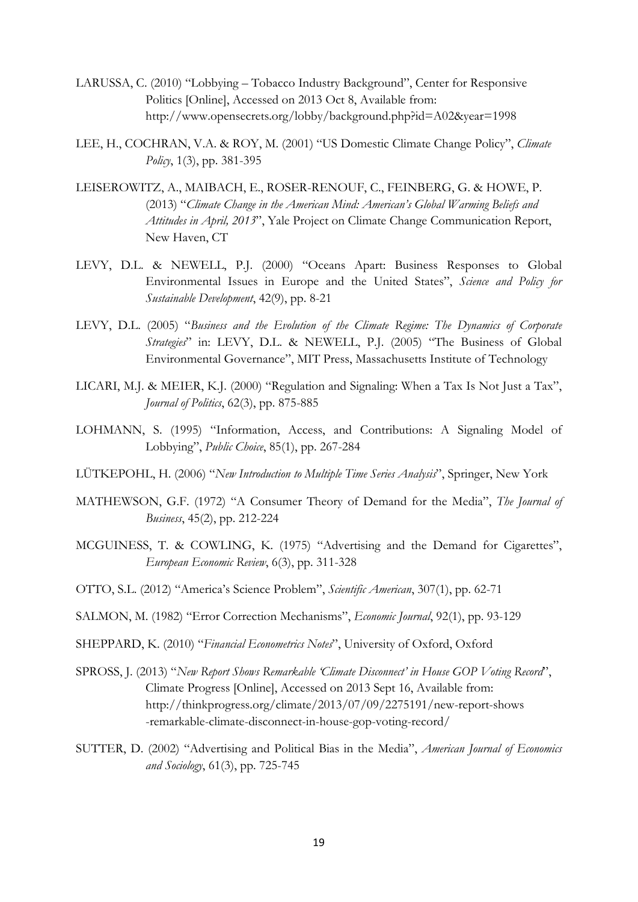LARUSSA, C. (2010) "Lobbying – Tobacco Industry Background", Center for Responsive Politics [Online], Accessed on 2013 Oct 8, Available from: http://www.opensecrets.org/lobby/background.php?id=A02&year=1998

LEE, H., COCHRAN, V.A. & ROY, M. (2001) "US Domestic Climate Change Policy", *Climate Policy*, 1(3), pp. 381-395

LEISEROWITZ, A., MAIBACH, E., ROSER-RENOUF, C., FEINBERG, G. & HOWE, P. (2013) "*Climate Change in the American Mind: American's Global Warming Beliefs and Attitudes in April, 2013*", Yale Project on Climate Change Communication Report, New Haven, CT

LEVY, D.L. & NEWELL, P.J. (2000) "Oceans Apart: Business Responses to Global Environmental Issues in Europe and the United States", *Science and Policy for Sustainable Development*, 42(9), pp. 8-21

LEVY, D.L. (2005) "*Business and the Evolution of the Climate Regime: The Dynamics of Corporate Strategies*" in: LEVY, D.L. & NEWELL, P.J. (2005) "The Business of Global Environmental Governance", MIT Press, Massachusetts Institute of Technology

LICARI, M.J. & MEIER, K.J. (2000) "Regulation and Signaling: When a Tax Is Not Just a Tax", *Journal of Politics*, 62(3), pp. 875-885

LOHMANN, S. (1995) "Information, Access, and Contributions: A Signaling Model of Lobbying", *Public Choice*, 85(1), pp. 267-284

LÜTKEPOHL, H. (2006) "*New Introduction to Multiple Time Series Analysis*", Springer, New York

MATHEWSON, G.F. (1972) "A Consumer Theory of Demand for the Media", *The Journal of Business*, 45(2), pp. 212-224

MCGUINESS, T. & COWLING, K. (1975) "Advertising and the Demand for Cigarettes", *European Economic Review*, 6(3), pp. 311-328

OTTO, S.L. (2012) "America's Science Problem", *Scientific American*, 307(1), pp. 62-71

SALMON, M. (1982) "Error Correction Mechanisms", *Economic Journal*, 92(1), pp. 93-129

SHEPPARD, K. (2010) "*Financial Econometrics Notes*", University of Oxford, Oxford

SPROSS, J. (2013) "*New Report Shows Remarkable 'Climate Disconnect' in House GOP Voting Record*", Climate Progress [Online], Accessed on 2013 Sept 16, Available from: http://thinkprogress.org/climate/2013/07/09/2275191/new-report-shows-remarkable-climate-disconnect-in-house-gop-voting-record/

SUTTER, D. (2002) "Advertising and Political Bias in the Media", *American Journal of Economics and Sociology*, 61(3), pp. 725-745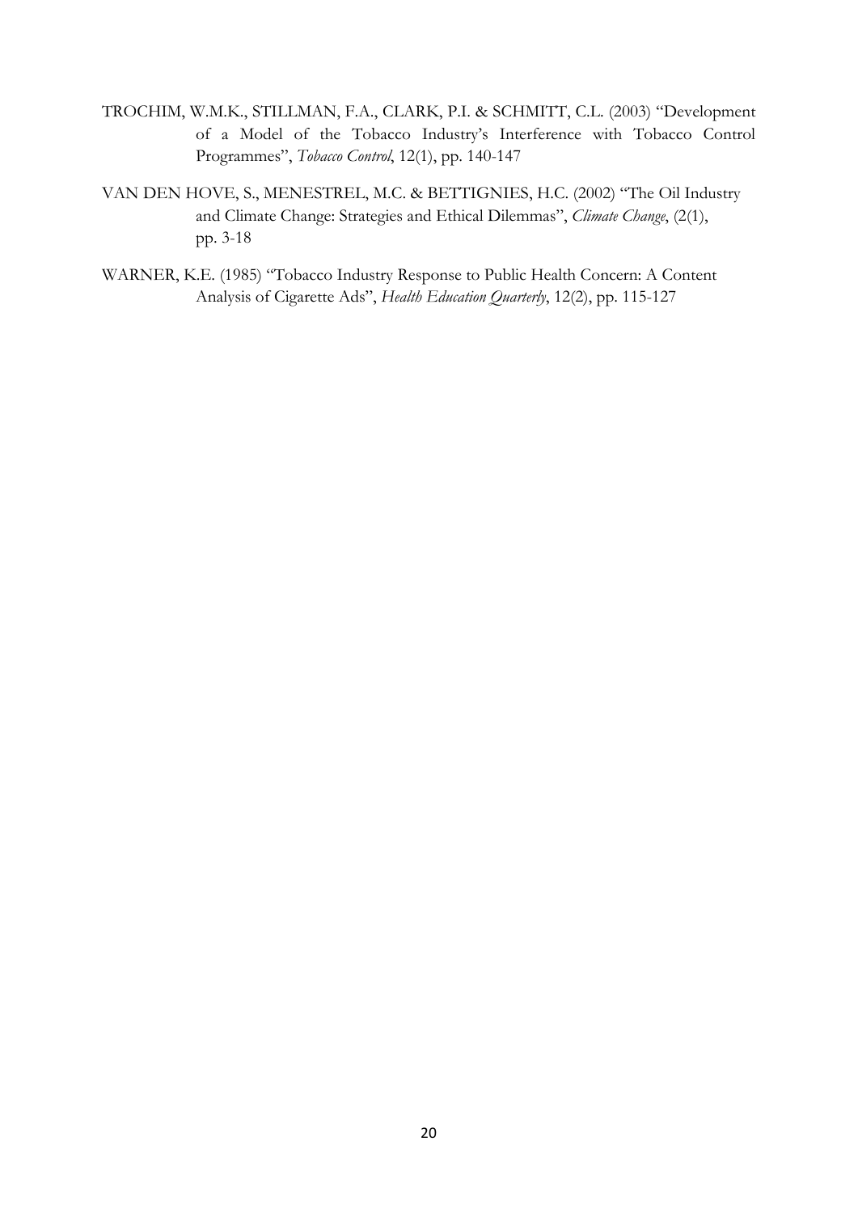TROCHIM, W.M.K., STILLMAN, F.A., CLARK, P.I. & SCHMITT, C.L. (2003) "Development of a Model of the Tobacco Industry's Interference with Tobacco Control Programmes", *Tobacco Control*, 12(1), pp. 140-147

VAN DEN HOVE, S., MENESTREL, M.C. & BETTIGNIES, H.C. (2002) "The Oil Industry and Climate Change: Strategies and Ethical Dilemmas", *Climate Change*, (2(1), pp. 3-18

WARNER, K.E. (1985) "Tobacco Industry Response to Public Health Concern: A Content Analysis of Cigarette Ads", *Health Education Quarterly*, 12(2), pp. 115-127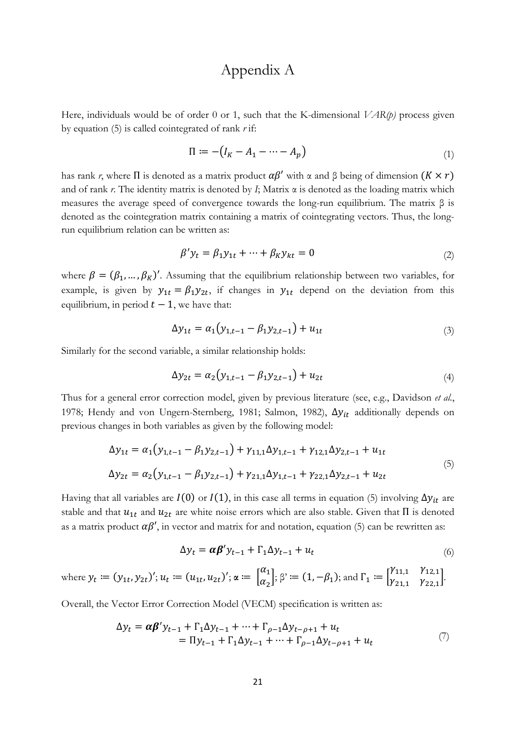# Appendix A

Here, individuals would be of order 0 or 1, such that the K-dimensional *VAR(p)* process given by equation (5) is called cointegrated of rank *r* if:

$$\Pi \coloneqq -\left(I_K - A_1 - \cdots - A_p\right) \tag{1}$$

has rank *r*, where $\Pi$ is denoted as a matrix product $\alpha\beta'$ with $\alpha$ and $\beta$ being of dimension $(K \times r)$ and of rank *r*. The identity matrix is denoted by *I*; Matrix $\alpha$ is denoted as the loading matrix which measures the average speed of convergence towards the long-run equilibrium. The matrix $\beta$ is denoted as the cointegration matrix containing a matrix of cointegrating vectors. Thus, the long-run equilibrium relation can be written as:

$$\beta' y_t = \beta_1 y_{1t} + \cdots + \beta_K y_{kt} = 0 \tag{2}$$

where $\beta = (\beta_1, \ldots, \beta_K)'$. Assuming that the equilibrium relationship between two variables, for example, is given by $y_{1t} = \beta_1 y_{2t}$, if changes in $y_{1t}$ depend on the deviation from this equilibrium, in period $t-1$, we have that:

$$\Delta y_{1t} = \alpha_1\left(y_{1,t-1} - \beta_1 y_{2,t-1}\right) + u_{1t} \tag{3}$$

Similarly for the second variable, a similar relationship holds:

$$\Delta y_{2t} = \alpha_2\left(y_{1,t-1} - \beta_1 y_{2,t-1}\right) + u_{2t} \tag{4}$$

Thus for a general error correction model, given by previous literature (see, e.g., Davidson *et al.*, 1978; Hendy and von Ungern-Sternberg, 1981; Salmon, 1982), $\Delta y_{it}$ additionally depends on previous changes in both variables as given by the following model:

$$\begin{aligned}
\Delta y_{1t} &= \alpha_1\left(y_{1,t-1} - \beta_1 y_{2,t-1}\right) + \gamma_{11,1}\Delta y_{1,t-1} + \gamma_{12,1}\Delta y_{2,t-1} + u_{1t} \\
\Delta y_{2t} &= \alpha_2\left(y_{1,t-1} - \beta_1 y_{2,t-1}\right) + \gamma_{21,1}\Delta y_{1,t-1} + \gamma_{22,1}\Delta y_{2,t-1} + u_{2t}
\end{aligned} \tag{5}$$

Having that all variables are $I(0)$ or $I(1)$, in this case all terms in equation (5) involving $\Delta y_{it}$ are stable and that $u_{1t}$ and $u_{2t}$ are white noise errors which are also stable. Given that $\Pi$ is denoted as a matrix product $\alpha\beta'$, in vector and matrix for and notation, equation (5) can be rewritten as:

$$\Delta y_t = \boldsymbol{\alpha\beta'} y_{t-1} + \Gamma_1 \Delta y_{t-1} + u_t \tag{6}$$

where $y_t \coloneqq (y_{1t}, y_{2t})'$; $u_t \coloneqq (u_{1t}, u_{2t})'$; $\boldsymbol{\alpha} \coloneqq \begin{bmatrix}\alpha_1 \\ \alpha_2\end{bmatrix}$; $\beta' \coloneqq (1, -\beta_1)$; and $\Gamma_1 \coloneqq \begin{bmatrix}\gamma_{11,1} & \gamma_{12,1} \\ \gamma_{21,1} & \gamma_{22,1}\end{bmatrix}$.

Overall, the Vector Error Correction Model (VECM) specification is written as:

$$\begin{aligned}
\Delta y_t &= \boldsymbol{\alpha\beta'} y_{t-1} + \Gamma_1 \Delta y_{t-1} + \cdots + \Gamma_{\rho-1}\Delta y_{t-\rho+1} + u_t \\
&= \Pi y_{t-1} + \Gamma_1 \Delta y_{t-1} + \cdots + \Gamma_{\rho-1}\Delta y_{t-\rho+1} + u_t
\end{aligned} \tag{7}$$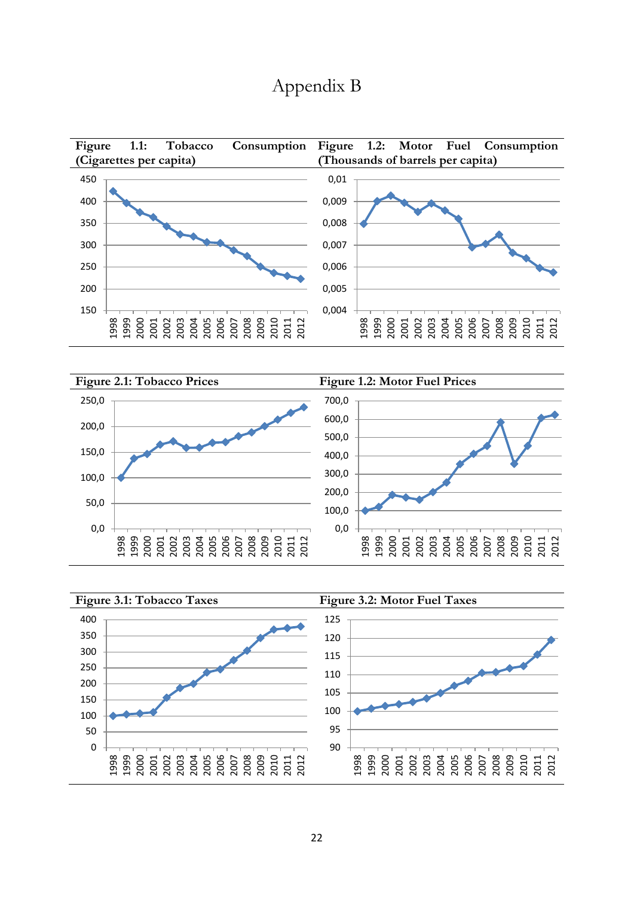# Appendix B

**Figure 1.1: Tobacco Consumption (Cigarettes per capita)**

**Figure 1.2: Motor Fuel Consumption (Thousands of barrels per capita)**

**Figure 2.1: Tobacco Prices**

**Figure 1.2: Motor Fuel Prices**

**Figure 3.1: Tobacco Taxes**

**Figure 3.2: Motor Fuel Taxes**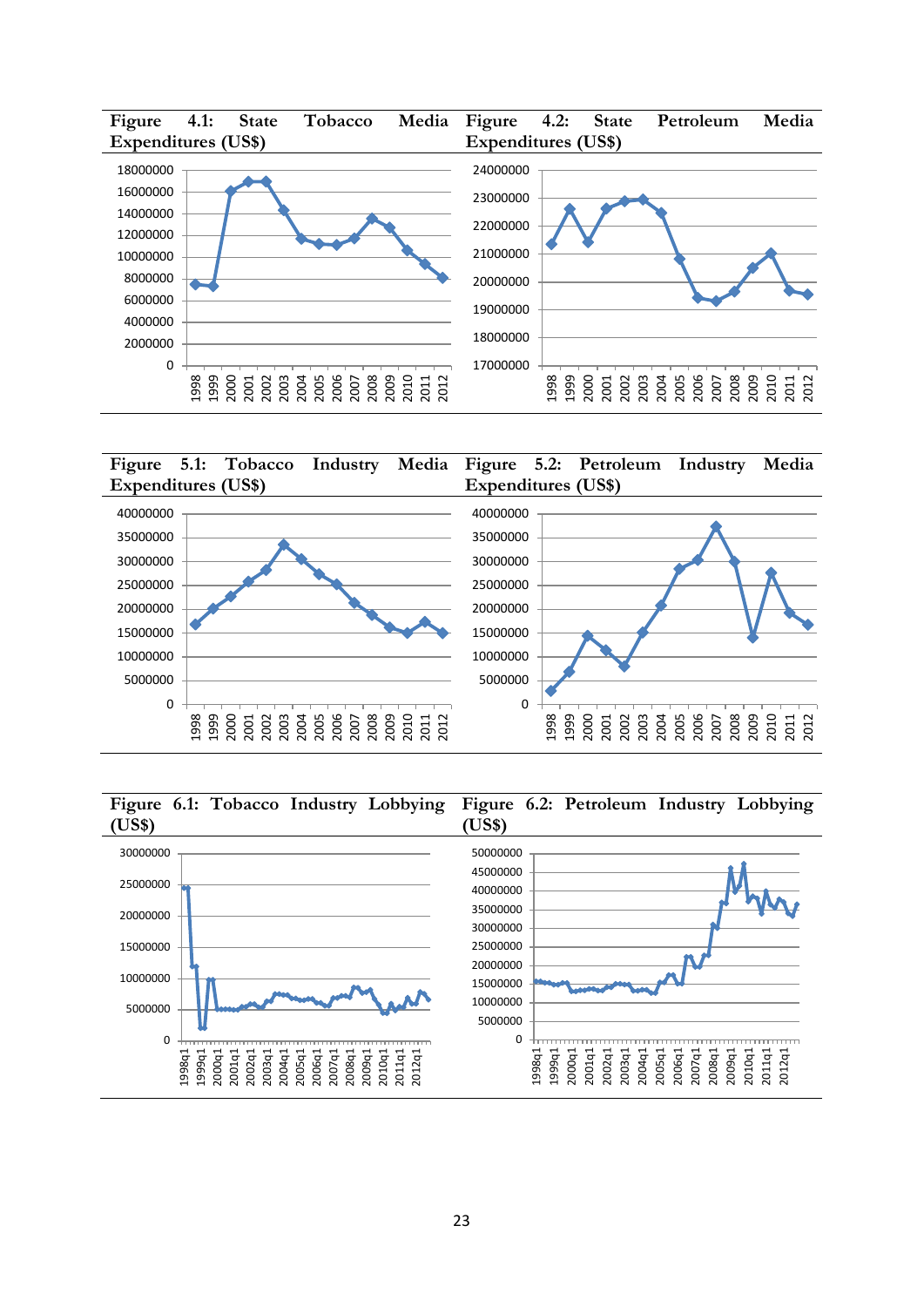**Figure 4.1: State Tobacco Media Expenditures (US$)**

**Figure 4.2: State Petroleum Media Expenditures (US$)**

**Figure 5.1: Tobacco Industry Media Expenditures (US$)**

**Figure 5.2: Petroleum Industry Media Expenditures (US$)**

**Figure 6.1: Tobacco Industry Lobbying (US$)**

**Figure 6.2: Petroleum Industry Lobbying (US$)**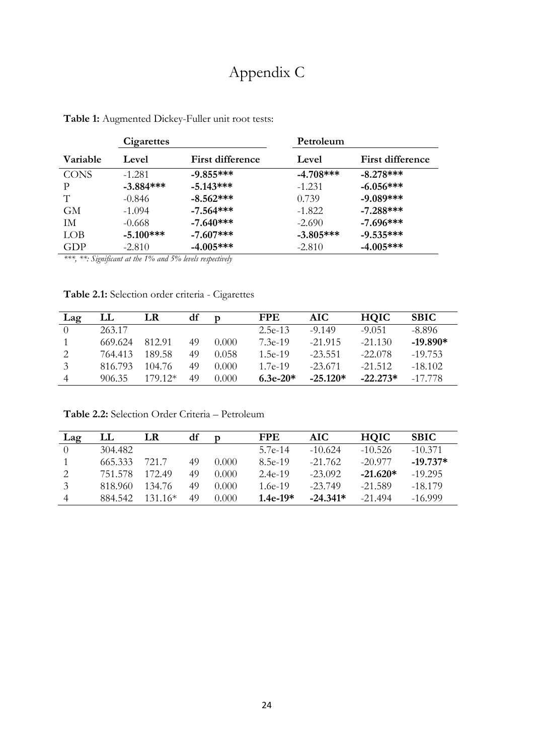# Appendix C

**Table 1:** Augmented Dickey-Fuller unit root tests:

| | Cigarettes | | Petroleum | |
|---|---|---|---|---|
| **Variable** | **Level** | **First difference** | **Level** | **First difference** |
| CONS | -1.281 | **-9.855*** ** | **-4.708*** ** | **-8.278*** ** |
| P | **-3.884*** ** | **-5.143*** ** | -1.231 | **-6.056*** ** |
| T | -0.846 | **-8.562*** ** | 0.739 | **-9.089*** ** |
| GM | -1.094 | **-7.564*** ** | -1.822 | **-7.288*** ** |
| IM | -0.668 | **-7.640*** ** | -2.690 | **-7.696*** ** |
| LOB | **-5.100*** ** | **-7.607*** ** | **-3.805*** ** | **-9.535*** ** |
| GDP | -2.810 | **-4.005*** ** | -2.810 | **-4.005*** ** |

*\*\*\*, \*\*: Significant at the 1% and 5% levels respectively*

**Table 2.1:** Selection order criteria - Cigarettes

| Lag | LL | LR | df | p | FPE | AIC | HQIC | SBIC |
|---|---|---|---|---|---|---|---|---|
| 0 | 263.17 | | | | 2.5e-13 | -9.149 | -9.051 | -8.896 |
| 1 | 669.624 | 812.91 | 49 | 0.000 | 7.3e-19 | -21.915 | -21.130 | **-19.890*** |
| 2 | 764.413 | 189.58 | 49 | 0.058 | 1.5e-19 | -23.551 | -22.078 | -19.753 |
| 3 | 816.793 | 104.76 | 49 | 0.000 | 1.7e-19 | -23.671 | -21.512 | -18.102 |
| 4 | 906.35 | 179.12* | 49 | 0.000 | **6.3e-20*** | **-25.120*** | **-22.273*** | -17.778 |

**Table 2.2:** Selection Order Criteria – Petroleum

| Lag | LL | LR | df | p | FPE | AIC | HQIC | SBIC |
|---|---|---|---|---|---|---|---|---|
| 0 | 304.482 | | | | 5.7e-14 | -10.624 | -10.526 | -10.371 |
| 1 | 665.333 | 721.7 | 49 | 0.000 | 8.5e-19 | -21.762 | -20.977 | **-19.737*** |
| 2 | 751.578 | 172.49 | 49 | 0.000 | 2.4e-19 | -23.092 | **-21.620*** | -19.295 |
| 3 | 818.960 | 134.76 | 49 | 0.000 | 1.6e-19 | -23.749 | -21.589 | -18.179 |
| 4 | 884.542 | 131.16* | 49 | 0.000 | **1.4e-19*** | **-24.341*** | -21.494 | -16.999 |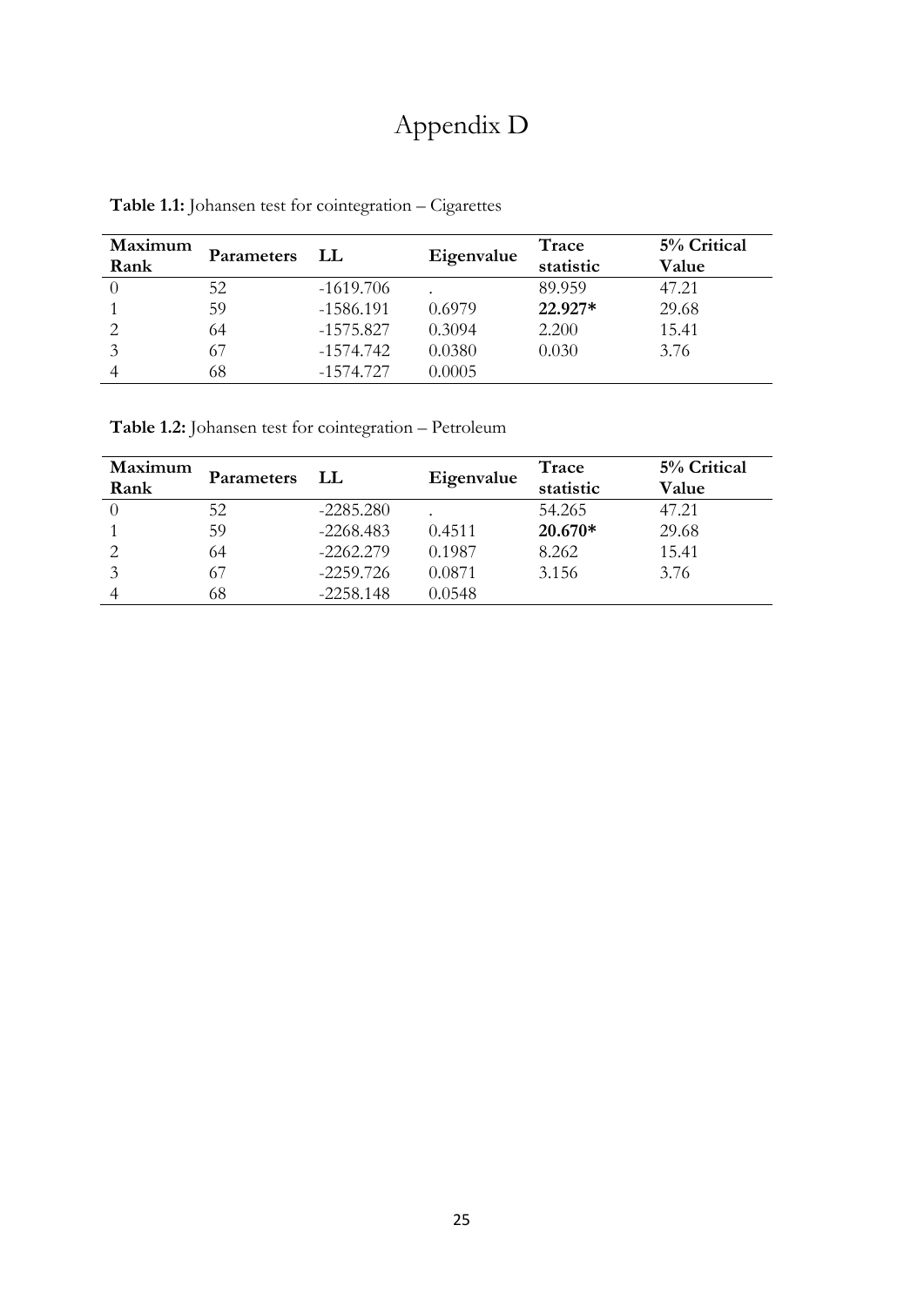# Appendix D

**Table 1.1:** Johansen test for cointegration – Cigarettes

| Maximum Rank | Parameters | LL | Eigenvalue | Trace statistic | 5% Critical Value |
|---|---|---|---|---|---|
| 0 | 52 | -1619.706 | . | 89.959 | 47.21 |
| 1 | 59 | -1586.191 | 0.6979 | **22.927*** | 29.68 |
| 2 | 64 | -1575.827 | 0.3094 | 2.200 | 15.41 |
| 3 | 67 | -1574.742 | 0.0380 | 0.030 | 3.76 |
| 4 | 68 | -1574.727 | 0.0005 | | |

**Table 1.2:** Johansen test for cointegration – Petroleum

| Maximum Rank | Parameters | LL | Eigenvalue | Trace statistic | 5% Critical Value |
|---|---|---|---|---|---|
| 0 | 52 | -2285.280 | . | 54.265 | 47.21 |
| 1 | 59 | -2268.483 | 0.4511 | **20.670*** | 29.68 |
| 2 | 64 | -2262.279 | 0.1987 | 8.262 | 15.41 |
| 3 | 67 | -2259.726 | 0.0871 | 3.156 | 3.76 |
| 4 | 68 | -2258.148 | 0.0548 | | |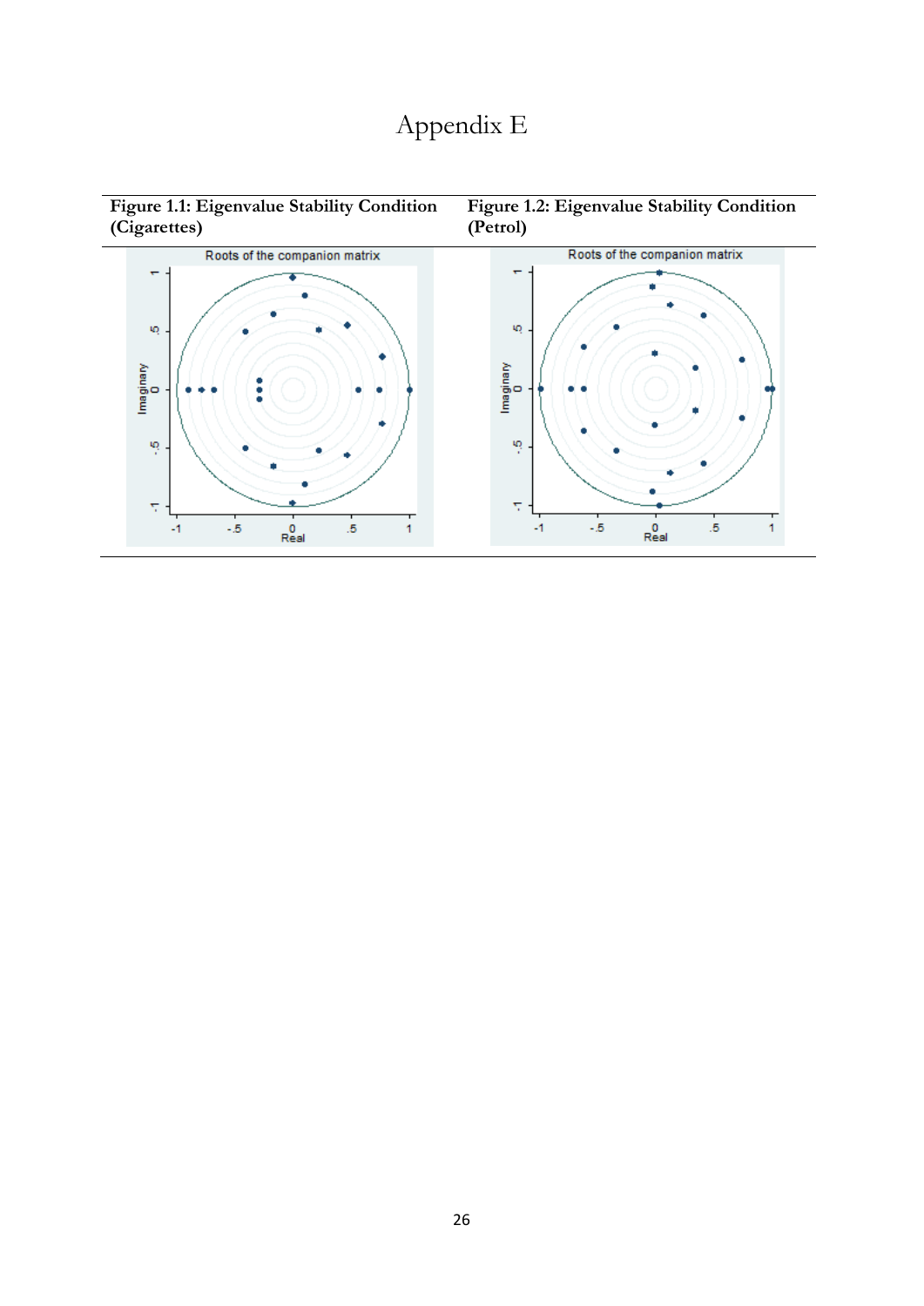# Appendix E

**Figure 1.1: Eigenvalue Stability Condition (Cigarettes)**

Roots of the companion matrix

Imaginary

-1 -.5 0 .5 1

-1 -.5 0 .5 1

Real

**Figure 1.2: Eigenvalue Stability Condition (Petrol)**

Roots of the companion matrix

Imaginary

-1 -.5 0 .5 1

-1 -.5 0 .5 1

Real